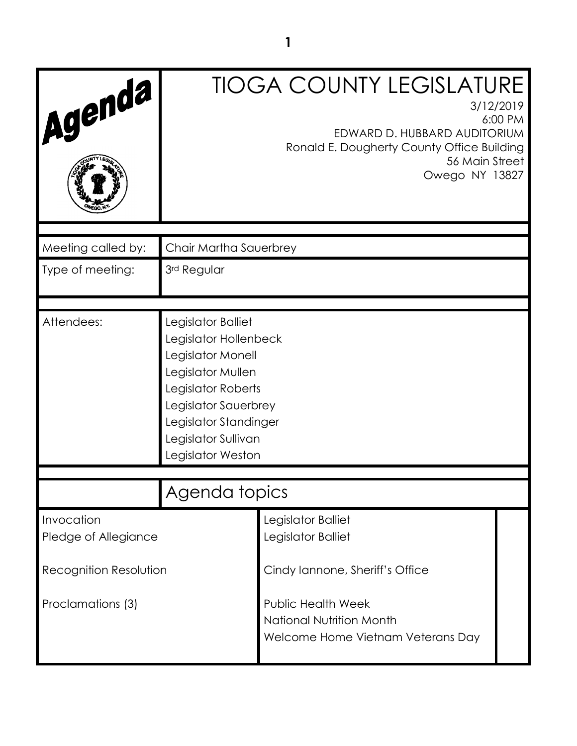# Agenda

# TIOGA COUNTY LEGISLATURE

3/12/2019
6:00 PM
EDWARD D. HUBBARD AUDITORIUM
Ronald E. Dougherty County Office Building
56 Main Street
Owego NY 13827

| | |
|---|---|
| Meeting called by: | Chair Martha Sauerbrey |
| Type of meeting: | 3rd Regular |
| Attendees: | Legislator Balliet<br>Legislator Hollenbeck<br>Legislator Monell<br>Legislator Mullen<br>Legislator Roberts<br>Legislator Sauerbrey<br>Legislator Standinger<br>Legislator Sullivan<br>Legislator Weston |

## Agenda topics

| | |
|---|---|
| Invocation | Legislator Balliet |
| Pledge of Allegiance | Legislator Balliet |
| Recognition Resolution | Cindy Iannone, Sheriff's Office |
| Proclamations (3) | Public Health Week<br>National Nutrition Month<br>Welcome Home Vietnam Veterans Day |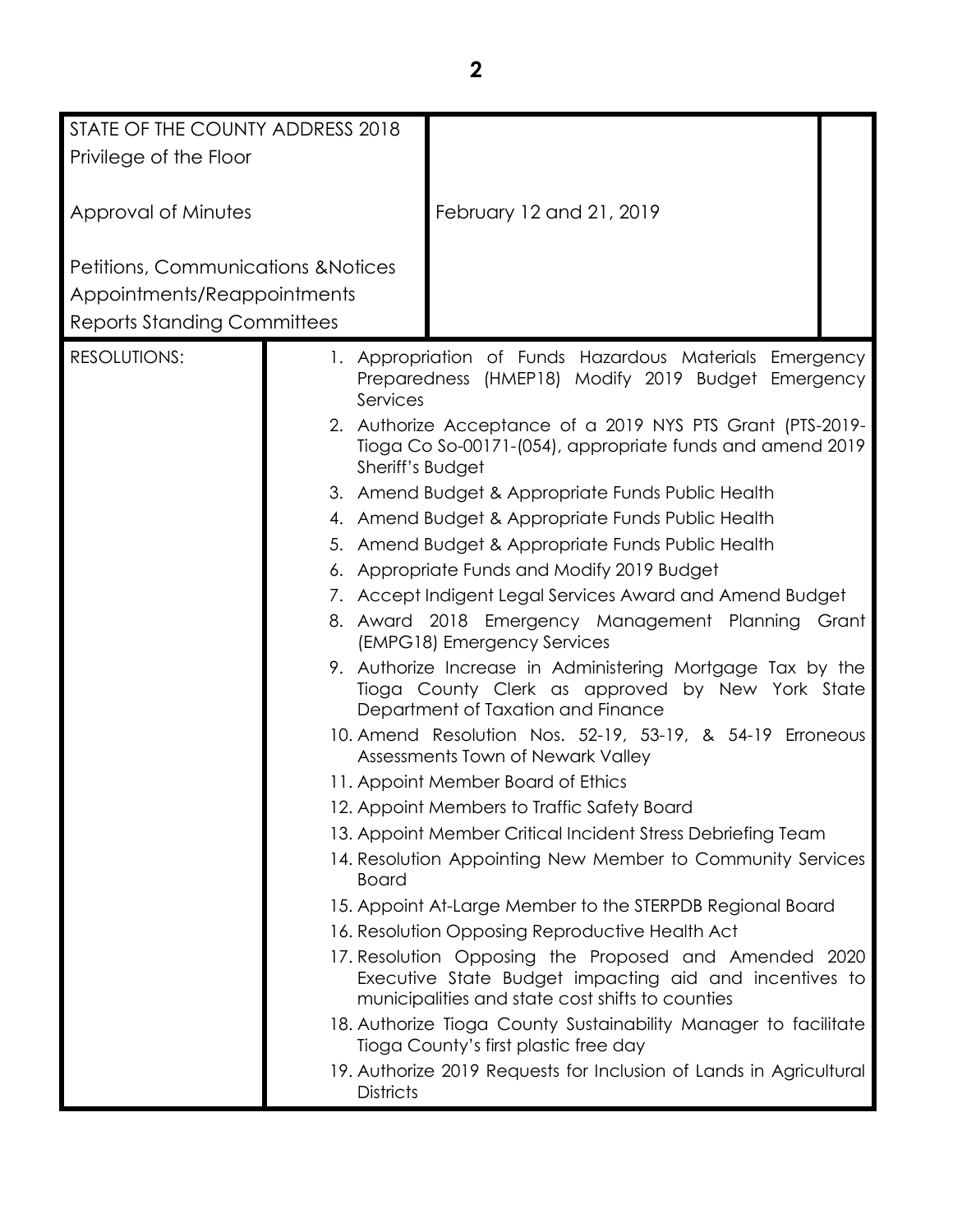| | | |
|---|---|---|
| STATE OF THE COUNTY ADDRESS 2018<br>Privilege of the Floor | | |
| Approval of Minutes | February 12 and 21, 2019 | |
| Petitions, Communications &Notices<br>Appointments/Reappointments<br>Reports Standing Committees | | |

**RESOLUTIONS:**

1. Appropriation of Funds Hazardous Materials Emergency Preparedness (HMEP18) Modify 2019 Budget Emergency Services
2. Authorize Acceptance of a 2019 NYS PTS Grant (PTS-2019-Tioga Co So-00171-(054), appropriate funds and amend 2019 Sheriff's Budget
3. Amend Budget & Appropriate Funds Public Health
4. Amend Budget & Appropriate Funds Public Health
5. Amend Budget & Appropriate Funds Public Health
6. Appropriate Funds and Modify 2019 Budget
7. Accept Indigent Legal Services Award and Amend Budget
8. Award 2018 Emergency Management Planning Grant (EMPG18) Emergency Services
9. Authorize Increase in Administering Mortgage Tax by the Tioga County Clerk as approved by New York State Department of Taxation and Finance
10. Amend Resolution Nos. 52-19, 53-19, & 54-19 Erroneous Assessments Town of Newark Valley
11. Appoint Member Board of Ethics
12. Appoint Members to Traffic Safety Board
13. Appoint Member Critical Incident Stress Debriefing Team
14. Resolution Appointing New Member to Community Services Board
15. Appoint At-Large Member to the STERPDB Regional Board
16. Resolution Opposing Reproductive Health Act
17. Resolution Opposing the Proposed and Amended 2020 Executive State Budget impacting aid and incentives to municipalities and state cost shifts to counties
18. Authorize Tioga County Sustainability Manager to facilitate Tioga County's first plastic free day
19. Authorize 2019 Requests for Inclusion of Lands in Agricultural Districts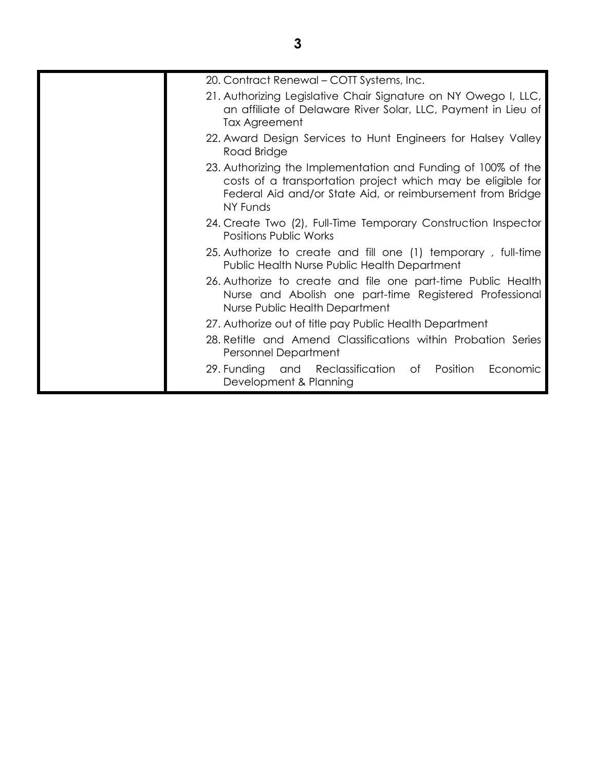|  |  |
|---|---|
|  | 20. Contract Renewal – COTT Systems, Inc.<br>21. Authorizing Legislative Chair Signature on NY Owego I, LLC, an affiliate of Delaware River Solar, LLC, Payment in Lieu of Tax Agreement<br>22. Award Design Services to Hunt Engineers for Halsey Valley Road Bridge<br>23. Authorizing the Implementation and Funding of 100% of the costs of a transportation project which may be eligible for Federal Aid and/or State Aid, or reimbursement from Bridge NY Funds<br>24. Create Two (2), Full-Time Temporary Construction Inspector Positions Public Works<br>25. Authorize to create and fill one (1) temporary , full-time Public Health Nurse Public Health Department<br>26. Authorize to create and file one part-time Public Health Nurse and Abolish one part-time Registered Professional Nurse Public Health Department<br>27. Authorize out of title pay Public Health Department<br>28. Retitle and Amend Classifications within Probation Series Personnel Department<br>29. Funding and Reclassification of Position Economic Development & Planning |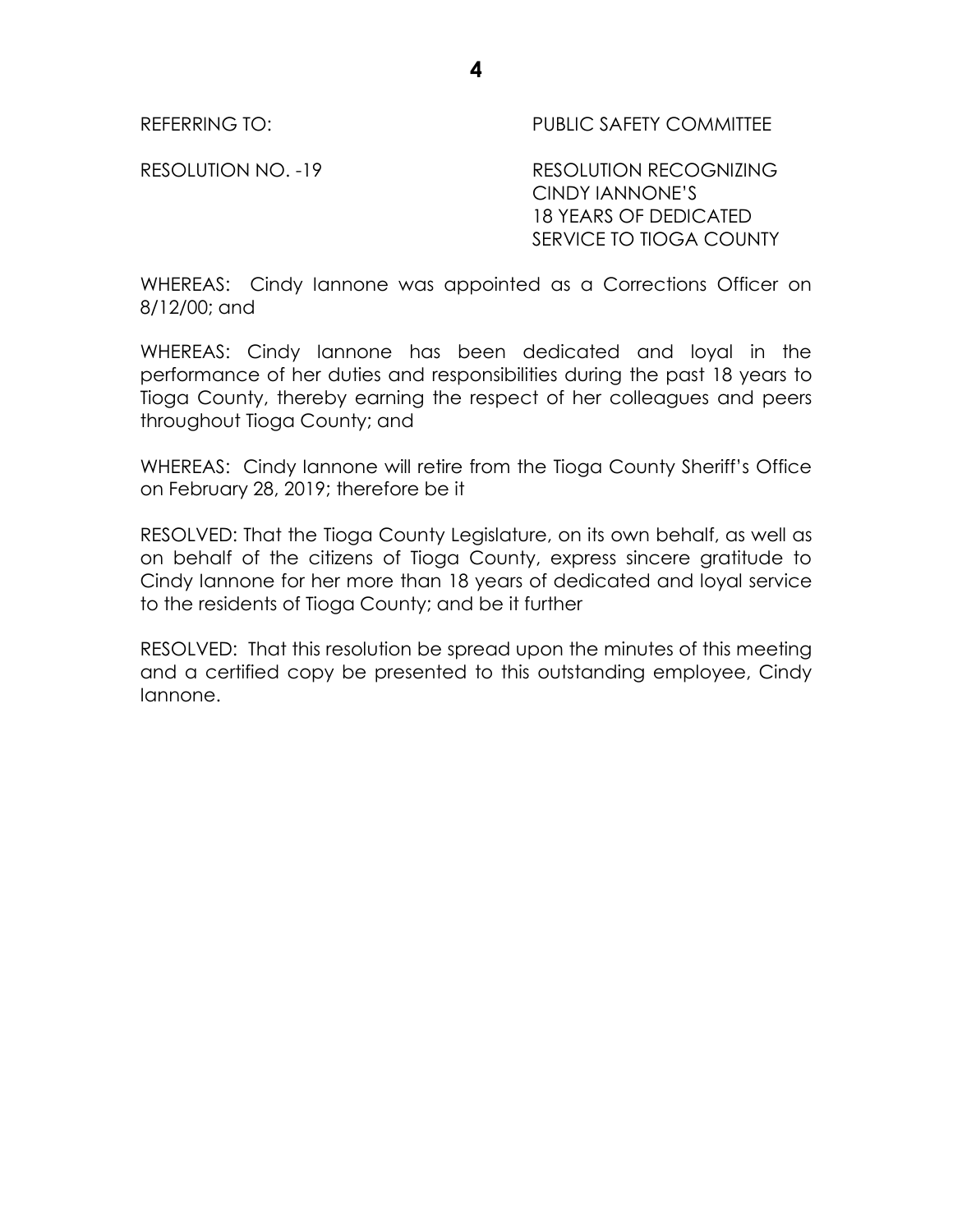REFERRING TO: PUBLIC SAFETY COMMITTEE

RESOLUTION NO. -19 RESOLUTION RECOGNIZING CINDY IANNONE'S 18 YEARS OF DEDICATED SERVICE TO TIOGA COUNTY

WHEREAS: Cindy Iannone was appointed as a Corrections Officer on 8/12/00; and

WHEREAS: Cindy Iannone has been dedicated and loyal in the performance of her duties and responsibilities during the past 18 years to Tioga County, thereby earning the respect of her colleagues and peers throughout Tioga County; and

WHEREAS: Cindy Iannone will retire from the Tioga County Sheriff's Office on February 28, 2019; therefore be it

RESOLVED: That the Tioga County Legislature, on its own behalf, as well as on behalf of the citizens of Tioga County, express sincere gratitude to Cindy Iannone for her more than 18 years of dedicated and loyal service to the residents of Tioga County; and be it further

RESOLVED: That this resolution be spread upon the minutes of this meeting and a certified copy be presented to this outstanding employee, Cindy Iannone.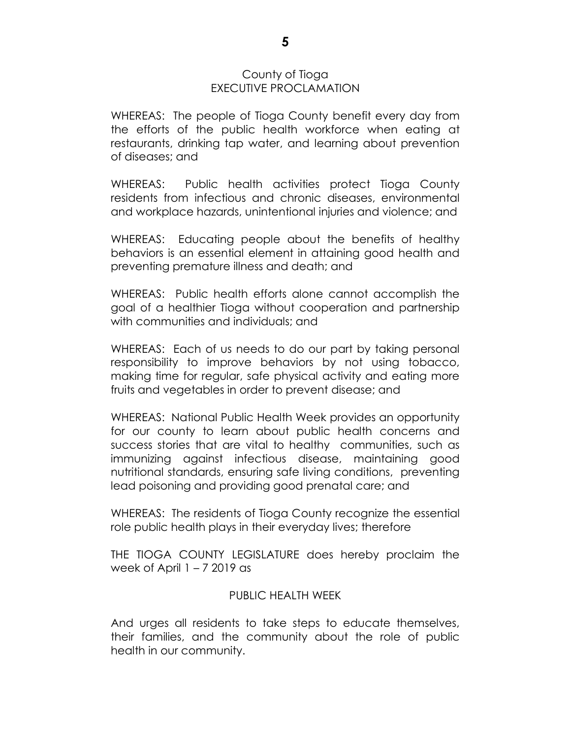County of Tioga
EXECUTIVE PROCLAMATION

WHEREAS: The people of Tioga County benefit every day from the efforts of the public health workforce when eating at restaurants, drinking tap water, and learning about prevention of diseases; and

WHEREAS: Public health activities protect Tioga County residents from infectious and chronic diseases, environmental and workplace hazards, unintentional injuries and violence; and

WHEREAS: Educating people about the benefits of healthy behaviors is an essential element in attaining good health and preventing premature illness and death; and

WHEREAS: Public health efforts alone cannot accomplish the goal of a healthier Tioga without cooperation and partnership with communities and individuals; and

WHEREAS: Each of us needs to do our part by taking personal responsibility to improve behaviors by not using tobacco, making time for regular, safe physical activity and eating more fruits and vegetables in order to prevent disease; and

WHEREAS: National Public Health Week provides an opportunity for our county to learn about public health concerns and success stories that are vital to healthy communities, such as immunizing against infectious disease, maintaining good nutritional standards, ensuring safe living conditions, preventing lead poisoning and providing good prenatal care; and

WHEREAS: The residents of Tioga County recognize the essential role public health plays in their everyday lives; therefore

THE TIOGA COUNTY LEGISLATURE does hereby proclaim the week of April 1 – 7 2019 as

PUBLIC HEALTH WEEK

And urges all residents to take steps to educate themselves, their families, and the community about the role of public health in our community.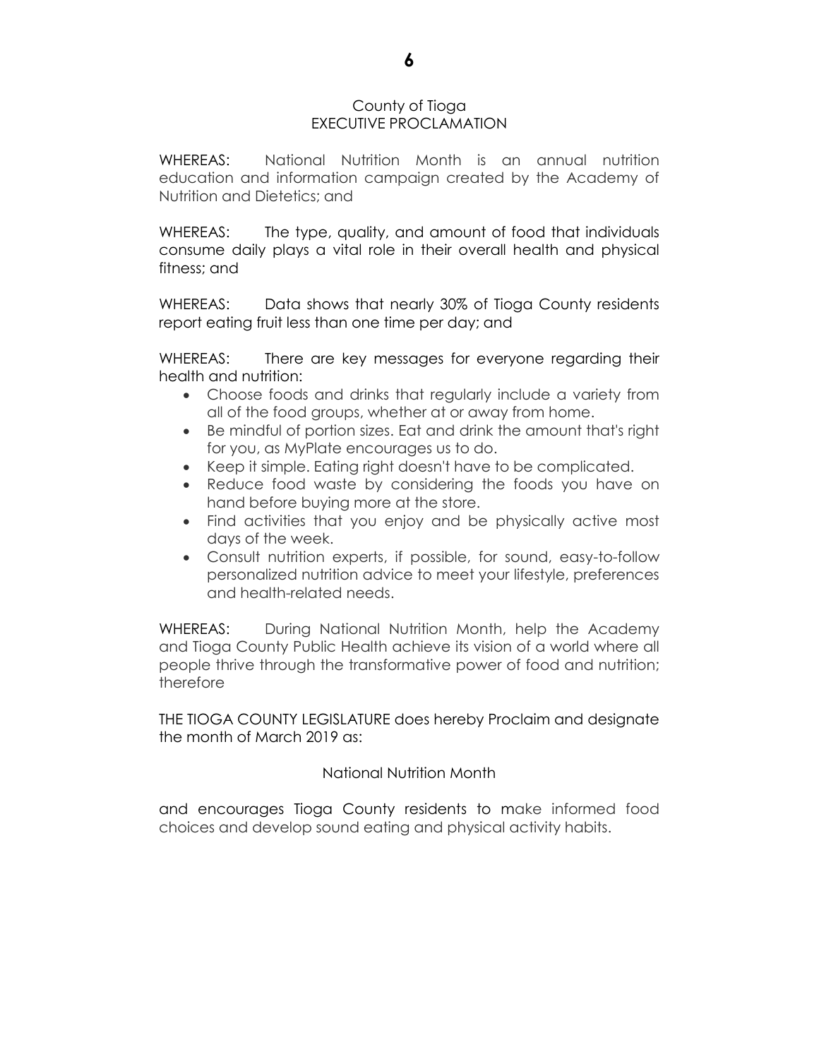County of Tioga
EXECUTIVE PROCLAMATION

WHEREAS: National Nutrition Month is an annual nutrition education and information campaign created by the Academy of Nutrition and Dietetics; and

WHEREAS: The type, quality, and amount of food that individuals consume daily plays a vital role in their overall health and physical fitness; and

WHEREAS: Data shows that nearly 30% of Tioga County residents report eating fruit less than one time per day; and

WHEREAS: There are key messages for everyone regarding their health and nutrition:

- Choose foods and drinks that regularly include a variety from all of the food groups, whether at or away from home.
- Be mindful of portion sizes. Eat and drink the amount that's right for you, as MyPlate encourages us to do.
- Keep it simple. Eating right doesn't have to be complicated.
- Reduce food waste by considering the foods you have on hand before buying more at the store.
- Find activities that you enjoy and be physically active most days of the week.
- Consult nutrition experts, if possible, for sound, easy-to-follow personalized nutrition advice to meet your lifestyle, preferences and health-related needs.

WHEREAS: During National Nutrition Month, help the Academy and Tioga County Public Health achieve its vision of a world where all people thrive through the transformative power of food and nutrition; therefore

THE TIOGA COUNTY LEGISLATURE does hereby Proclaim and designate the month of March 2019 as:

National Nutrition Month

and encourages Tioga County residents to make informed food choices and develop sound eating and physical activity habits.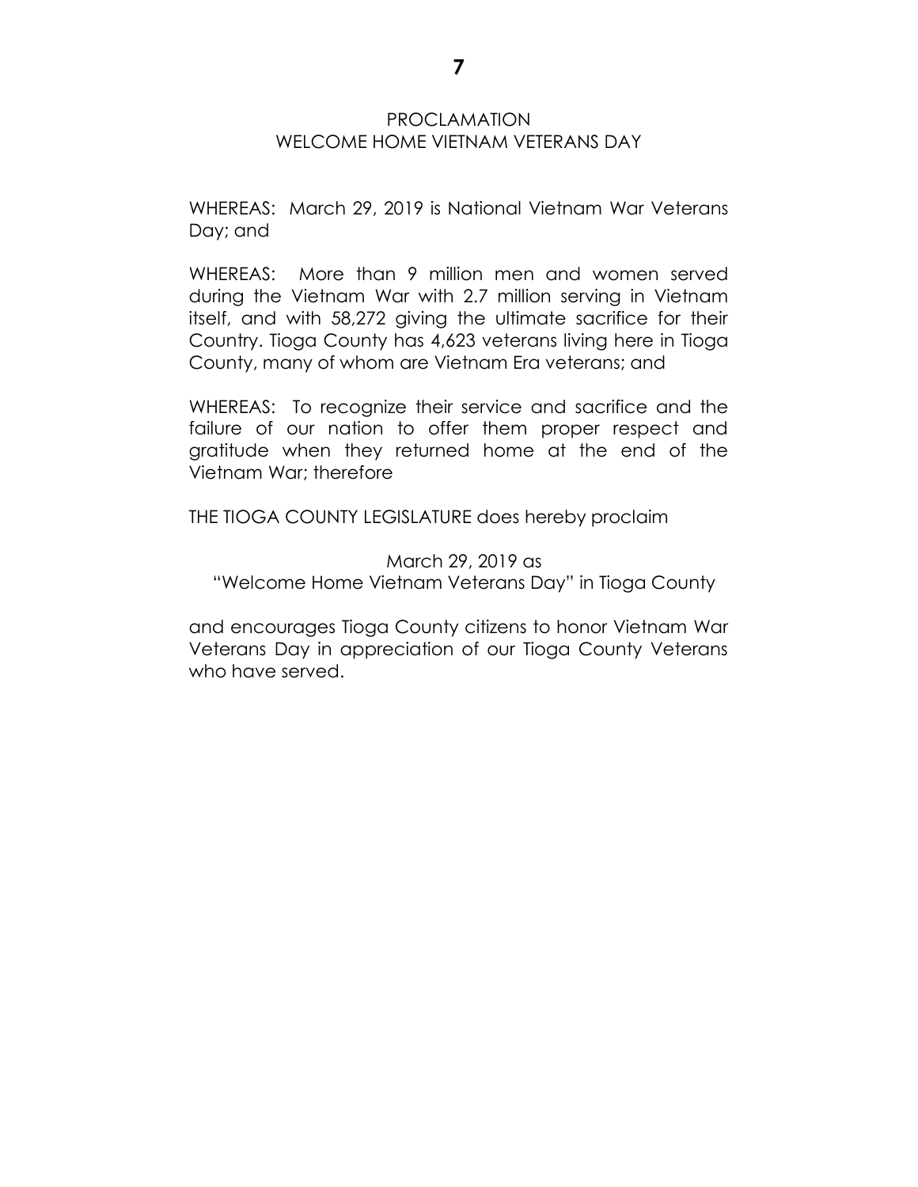# PROCLAMATION
## WELCOME HOME VIETNAM VETERANS DAY

WHEREAS: March 29, 2019 is National Vietnam War Veterans Day; and

WHEREAS: More than 9 million men and women served during the Vietnam War with 2.7 million serving in Vietnam itself, and with 58,272 giving the ultimate sacrifice for their Country. Tioga County has 4,623 veterans living here in Tioga County, many of whom are Vietnam Era veterans; and

WHEREAS: To recognize their service and sacrifice and the failure of our nation to offer them proper respect and gratitude when they returned home at the end of the Vietnam War; therefore

THE TIOGA COUNTY LEGISLATURE does hereby proclaim

March 29, 2019 as
"Welcome Home Vietnam Veterans Day" in Tioga County

and encourages Tioga County citizens to honor Vietnam War Veterans Day in appreciation of our Tioga County Veterans who have served.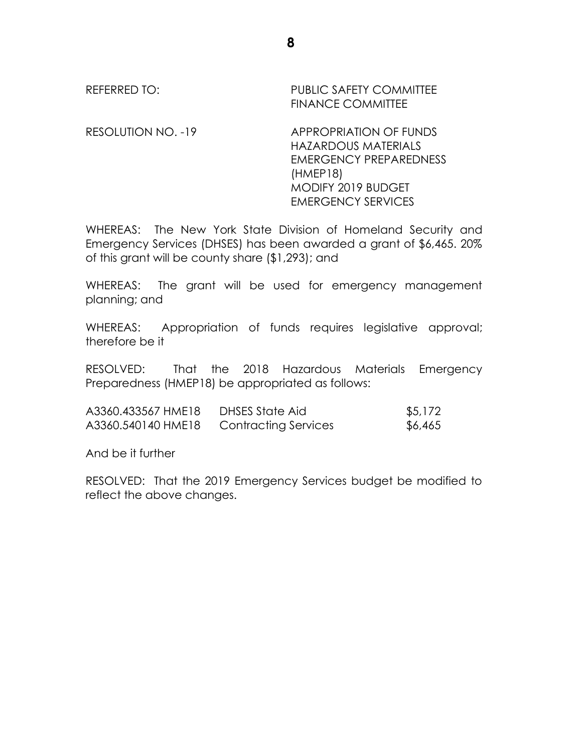REFERRED TO: PUBLIC SAFETY COMMITTEE
FINANCE COMMITTEE

RESOLUTION NO. -19 APPROPRIATION OF FUNDS
HAZARDOUS MATERIALS
EMERGENCY PREPAREDNESS
(HMEP18)
MODIFY 2019 BUDGET
EMERGENCY SERVICES

WHEREAS: The New York State Division of Homeland Security and Emergency Services (DHSES) has been awarded a grant of $6,465. 20% of this grant will be county share ($1,293); and

WHEREAS: The grant will be used for emergency management planning; and

WHEREAS: Appropriation of funds requires legislative approval; therefore be it

RESOLVED: That the 2018 Hazardous Materials Emergency Preparedness (HMEP18) be appropriated as follows:

| | | |
|---|---|---|
| A3360.433567 HME18 | DHSES State Aid | $5,172 |
| A3360.540140 HME18 | Contracting Services | $6,465 |

And be it further

RESOLVED: That the 2019 Emergency Services budget be modified to reflect the above changes.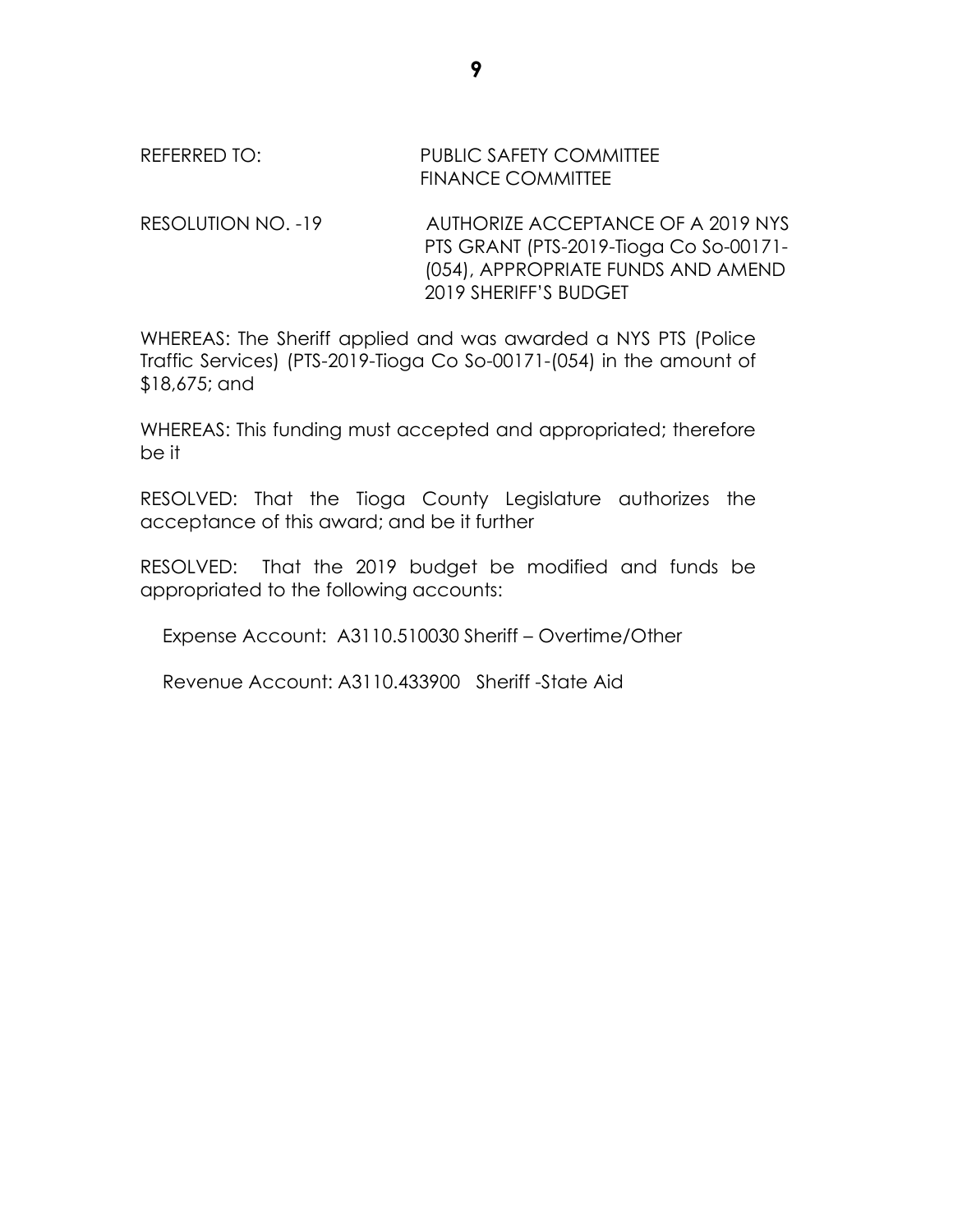REFERRED TO: PUBLIC SAFETY COMMITTEE
FINANCE COMMITTEE

RESOLUTION NO. -19 AUTHORIZE ACCEPTANCE OF A 2019 NYS PTS GRANT (PTS-2019-Tioga Co So-00171-(054), APPROPRIATE FUNDS AND AMEND 2019 SHERIFF'S BUDGET

WHEREAS: The Sheriff applied and was awarded a NYS PTS (Police Traffic Services) (PTS-2019-Tioga Co So-00171-(054) in the amount of $18,675; and

WHEREAS: This funding must accepted and appropriated; therefore be it

RESOLVED: That the Tioga County Legislature authorizes the acceptance of this award; and be it further

RESOLVED: That the 2019 budget be modified and funds be appropriated to the following accounts:

Expense Account: A3110.510030 Sheriff – Overtime/Other

Revenue Account: A3110.433900 Sheriff -State Aid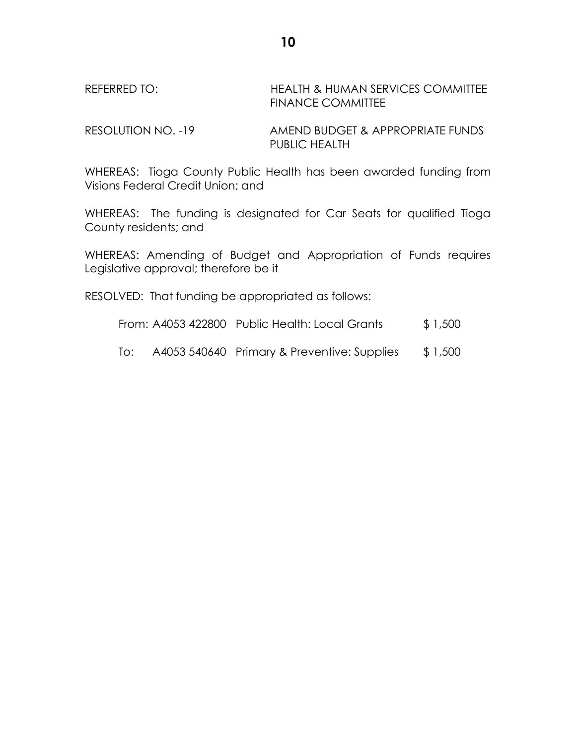REFERRED TO: HEALTH & HUMAN SERVICES COMMITTEE
FINANCE COMMITTEE

RESOLUTION NO. -19 AMEND BUDGET & APPROPRIATE FUNDS
PUBLIC HEALTH

WHEREAS: Tioga County Public Health has been awarded funding from Visions Federal Credit Union; and

WHEREAS: The funding is designated for Car Seats for qualified Tioga County residents; and

WHEREAS: Amending of Budget and Appropriation of Funds requires Legislative approval; therefore be it

RESOLVED: That funding be appropriated as follows:

| | | | |
|---|---|---|---|
| From: | A4053 422800 | Public Health: Local Grants | $ 1,500 |
| To: | A4053 540640 | Primary & Preventive: Supplies | $ 1,500 |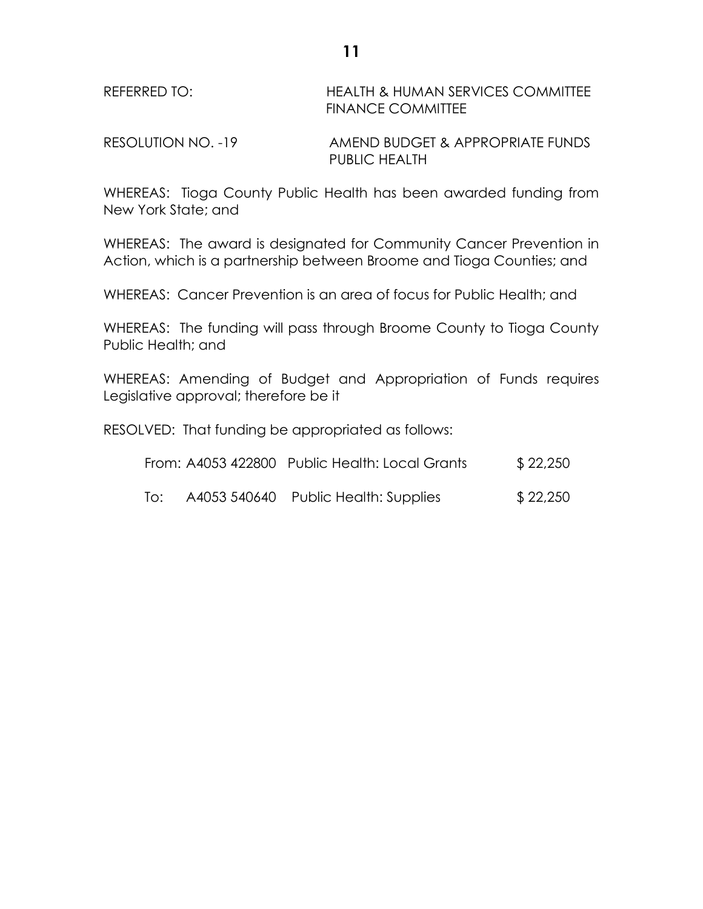REFERRED TO: HEALTH & HUMAN SERVICES COMMITTEE
FINANCE COMMITTEE

RESOLUTION NO. -19 AMEND BUDGET & APPROPRIATE FUNDS
PUBLIC HEALTH

WHEREAS: Tioga County Public Health has been awarded funding from New York State; and

WHEREAS: The award is designated for Community Cancer Prevention in Action, which is a partnership between Broome and Tioga Counties; and

WHEREAS: Cancer Prevention is an area of focus for Public Health; and

WHEREAS: The funding will pass through Broome County to Tioga County Public Health; and

WHEREAS: Amending of Budget and Appropriation of Funds requires Legislative approval; therefore be it

RESOLVED: That funding be appropriated as follows:

| | | | |
|---|---|---|---|
| From: | A4053 422800 | Public Health: Local Grants | $ 22,250 |
| To: | A4053 540640 | Public Health: Supplies | $ 22,250 |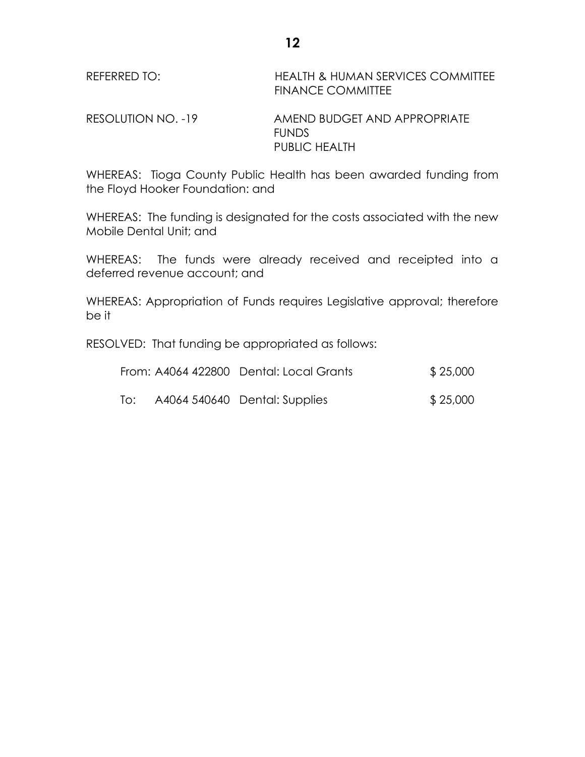REFERRED TO: HEALTH & HUMAN SERVICES COMMITTEE
FINANCE COMMITTEE

RESOLUTION NO. -19 AMEND BUDGET AND APPROPRIATE FUNDS
PUBLIC HEALTH

WHEREAS: Tioga County Public Health has been awarded funding from the Floyd Hooker Foundation: and

WHEREAS: The funding is designated for the costs associated with the new Mobile Dental Unit; and

WHEREAS: The funds were already received and receipted into a deferred revenue account; and

WHEREAS: Appropriation of Funds requires Legislative approval; therefore be it

RESOLVED: That funding be appropriated as follows:

| | | | |
|---|---|---|---|
| From: | A4064 422800 | Dental: Local Grants | $ 25,000 |
| To: | A4064 540640 | Dental: Supplies | $ 25,000 |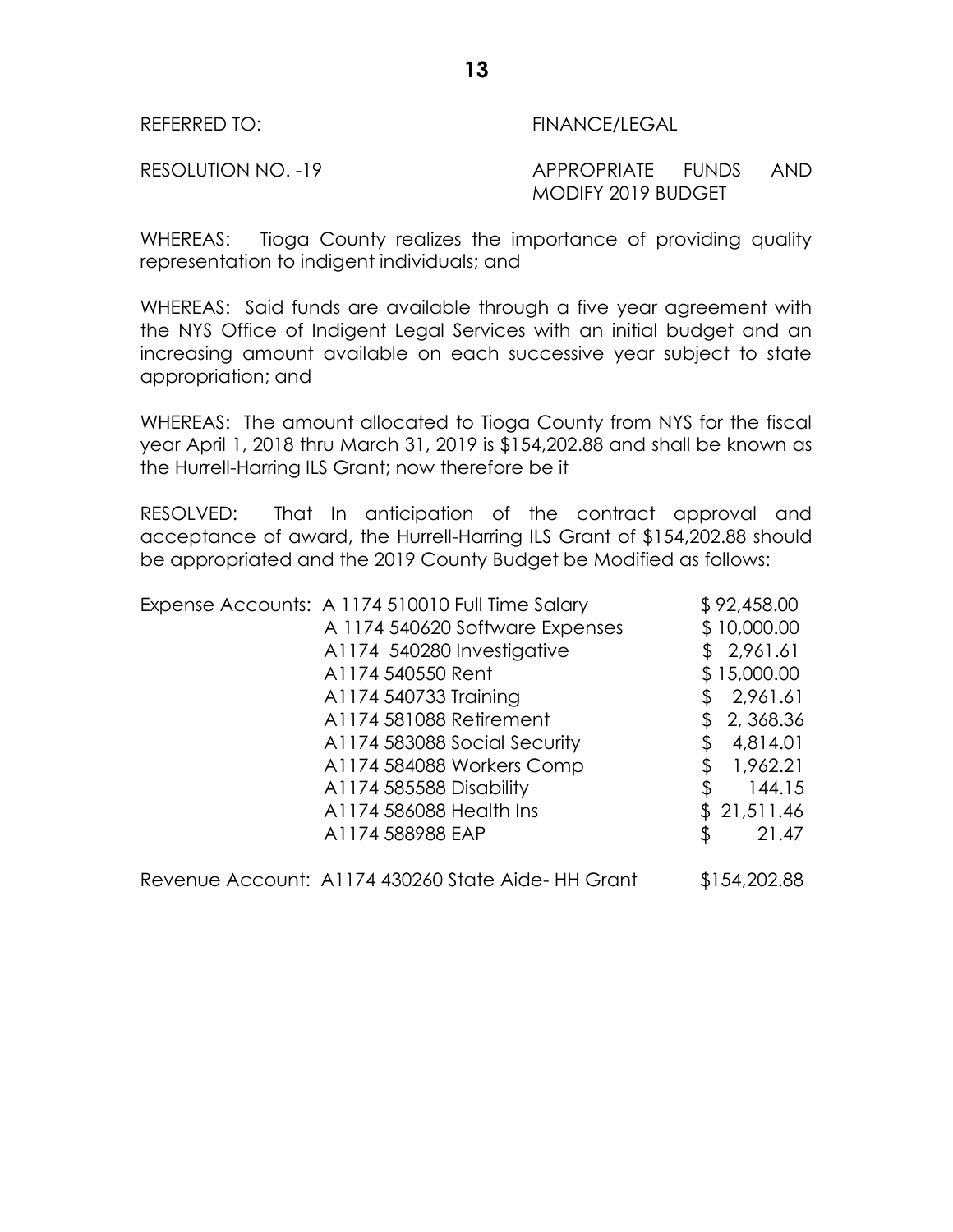REFERRED TO: FINANCE/LEGAL

RESOLUTION NO. -19 APPROPRIATE FUNDS AND MODIFY 2019 BUDGET

WHEREAS: Tioga County realizes the importance of providing quality representation to indigent individuals; and

WHEREAS: Said funds are available through a five year agreement with the NYS Office of Indigent Legal Services with an initial budget and an increasing amount available on each successive year subject to state appropriation; and

WHEREAS: The amount allocated to Tioga County from NYS for the fiscal year April 1, 2018 thru March 31, 2019 is $154,202.88 and shall be known as the Hurrell-Harring ILS Grant; now therefore be it

RESOLVED: That In anticipation of the contract approval and acceptance of award, the Hurrell-Harring ILS Grant of $154,202.88 should be appropriated and the 2019 County Budget be Modified as follows:

| | | |
|---|---|---|
| Expense Accounts: | A 1174 510010 Full Time Salary | $ 92,458.00 |
| | A 1174 540620 Software Expenses | $ 10,000.00 |
| | A1174 540280 Investigative | $ 2,961.61 |
| | A1174 540550 Rent | $ 15,000.00 |
| | A1174 540733 Training | $ 2,961.61 |
| | A1174 581088 Retirement | $ 2, 368.36 |
| | A1174 583088 Social Security | $ 4,814.01 |
| | A1174 584088 Workers Comp | $ 1,962.21 |
| | A1174 585588 Disability | $ 144.15 |
| | A1174 586088 Health Ins | $ 21,511.46 |
| | A1174 588988 EAP | $ 21.47 |
| Revenue Account: | A1174 430260 State Aide- HH Grant | $154,202.88 |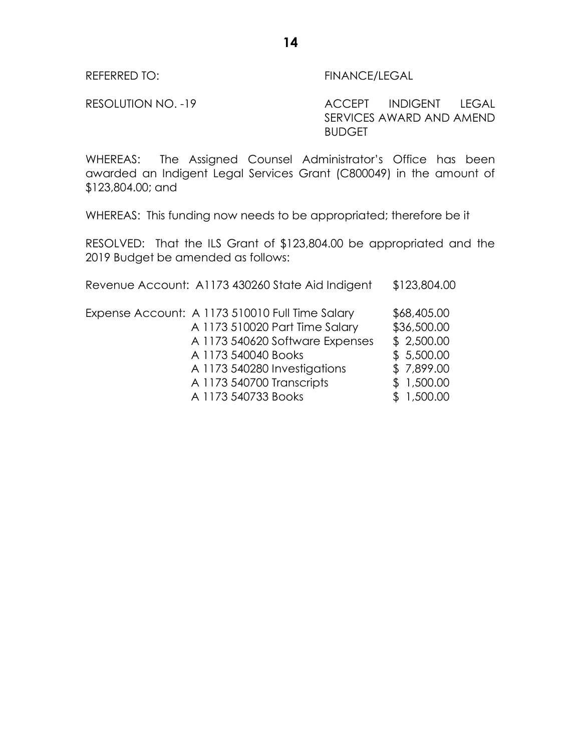REFERRED TO: FINANCE/LEGAL

RESOLUTION NO. -19 ACCEPT INDIGENT LEGAL SERVICES AWARD AND AMEND BUDGET

WHEREAS: The Assigned Counsel Administrator's Office has been awarded an Indigent Legal Services Grant (C800049) in the amount of $123,804.00; and

WHEREAS: This funding now needs to be appropriated; therefore be it

RESOLVED: That the ILS Grant of $123,804.00 be appropriated and the 2019 Budget be amended as follows:

| | | |
|---|---|---|
| Revenue Account: | A1173 430260 State Aid Indigent | $123,804.00 |
| Expense Account: | A 1173 510010 Full Time Salary | $68,405.00 |
| | A 1173 510020 Part Time Salary | $36,500.00 |
| | A 1173 540620 Software Expenses | $ 2,500.00 |
| | A 1173 540040 Books | $ 5,500.00 |
| | A 1173 540280 Investigations | $ 7,899.00 |
| | A 1173 540700 Transcripts | $ 1,500.00 |
| | A 1173 540733 Books | $ 1,500.00 |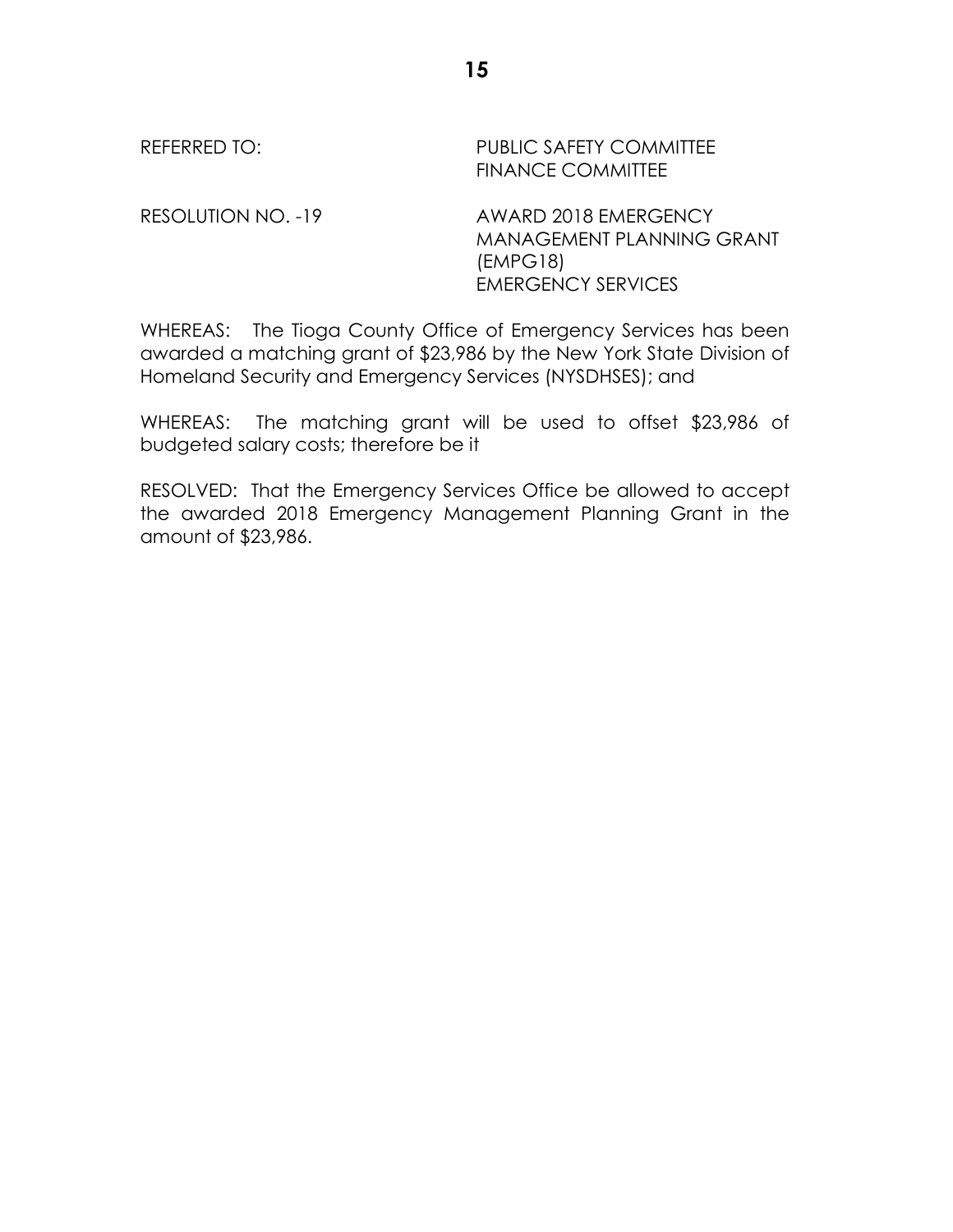REFERRED TO: PUBLIC SAFETY COMMITTEE
FINANCE COMMITTEE

RESOLUTION NO. -19 AWARD 2018 EMERGENCY MANAGEMENT PLANNING GRANT (EMPG18)
EMERGENCY SERVICES

WHEREAS: The Tioga County Office of Emergency Services has been awarded a matching grant of $23,986 by the New York State Division of Homeland Security and Emergency Services (NYSDHSES); and

WHEREAS: The matching grant will be used to offset $23,986 of budgeted salary costs; therefore be it

RESOLVED: That the Emergency Services Office be allowed to accept the awarded 2018 Emergency Management Planning Grant in the amount of $23,986.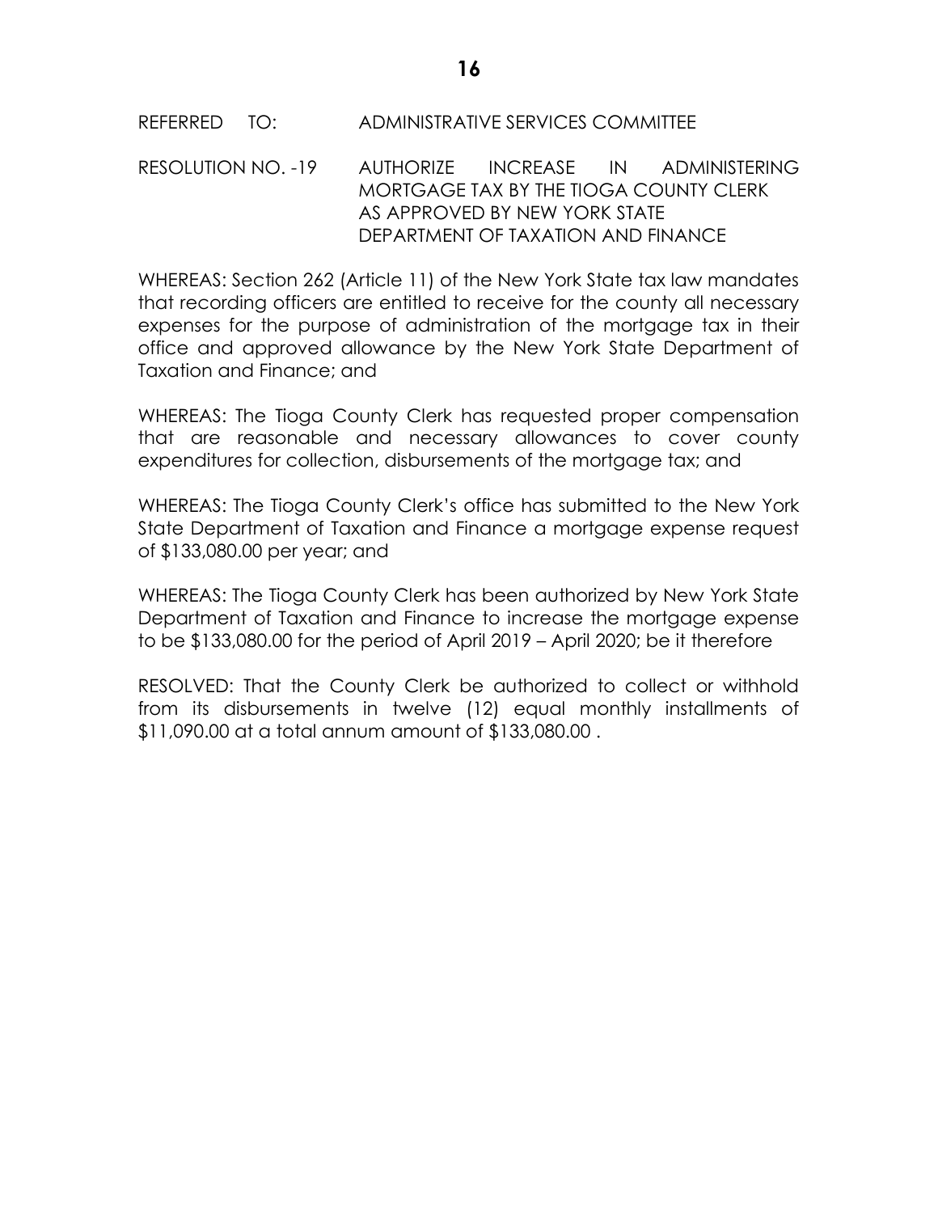REFERRED TO: ADMINISTRATIVE SERVICES COMMITTEE

RESOLUTION NO. -19 AUTHORIZE INCREASE IN ADMINISTERING MORTGAGE TAX BY THE TIOGA COUNTY CLERK AS APPROVED BY NEW YORK STATE DEPARTMENT OF TAXATION AND FINANCE

WHEREAS: Section 262 (Article 11) of the New York State tax law mandates that recording officers are entitled to receive for the county all necessary expenses for the purpose of administration of the mortgage tax in their office and approved allowance by the New York State Department of Taxation and Finance; and

WHEREAS: The Tioga County Clerk has requested proper compensation that are reasonable and necessary allowances to cover county expenditures for collection, disbursements of the mortgage tax; and

WHEREAS: The Tioga County Clerk's office has submitted to the New York State Department of Taxation and Finance a mortgage expense request of $133,080.00 per year; and

WHEREAS: The Tioga County Clerk has been authorized by New York State Department of Taxation and Finance to increase the mortgage expense to be $133,080.00 for the period of April 2019 – April 2020; be it therefore

RESOLVED: That the County Clerk be authorized to collect or withhold from its disbursements in twelve (12) equal monthly installments of $11,090.00 at a total annum amount of $133,080.00 .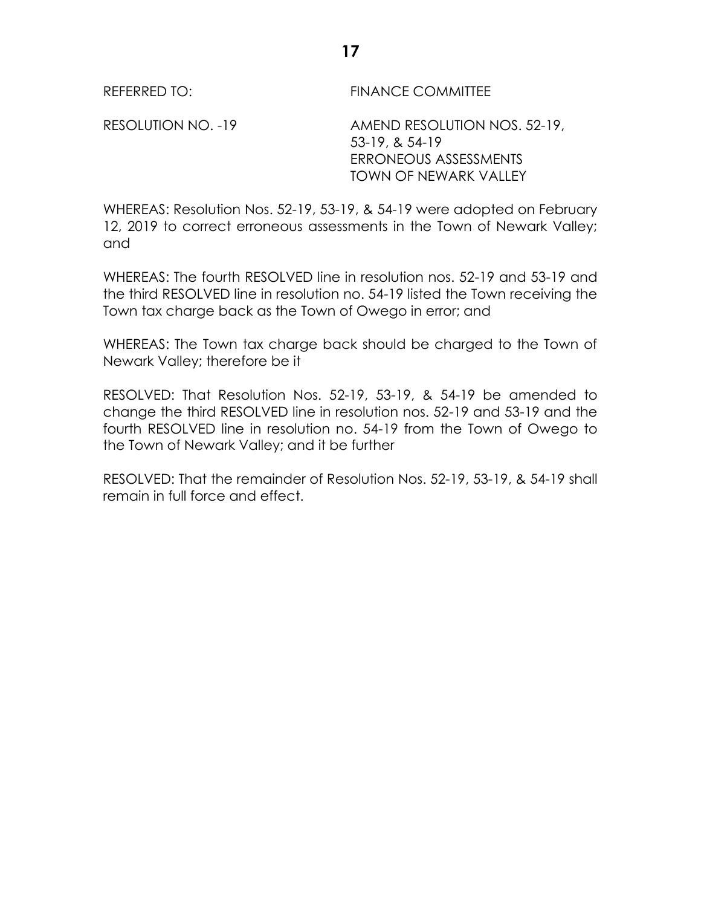REFERRED TO: FINANCE COMMITTEE

RESOLUTION NO. -19 AMEND RESOLUTION NOS. 52-19, 53-19, & 54-19
ERRONEOUS ASSESSMENTS
TOWN OF NEWARK VALLEY

WHEREAS: Resolution Nos. 52-19, 53-19, & 54-19 were adopted on February 12, 2019 to correct erroneous assessments in the Town of Newark Valley; and

WHEREAS: The fourth RESOLVED line in resolution nos. 52-19 and 53-19 and the third RESOLVED line in resolution no. 54-19 listed the Town receiving the Town tax charge back as the Town of Owego in error; and

WHEREAS: The Town tax charge back should be charged to the Town of Newark Valley; therefore be it

RESOLVED: That Resolution Nos. 52-19, 53-19, & 54-19 be amended to change the third RESOLVED line in resolution nos. 52-19 and 53-19 and the fourth RESOLVED line in resolution no. 54-19 from the Town of Owego to the Town of Newark Valley; and it be further

RESOLVED: That the remainder of Resolution Nos. 52-19, 53-19, & 54-19 shall remain in full force and effect.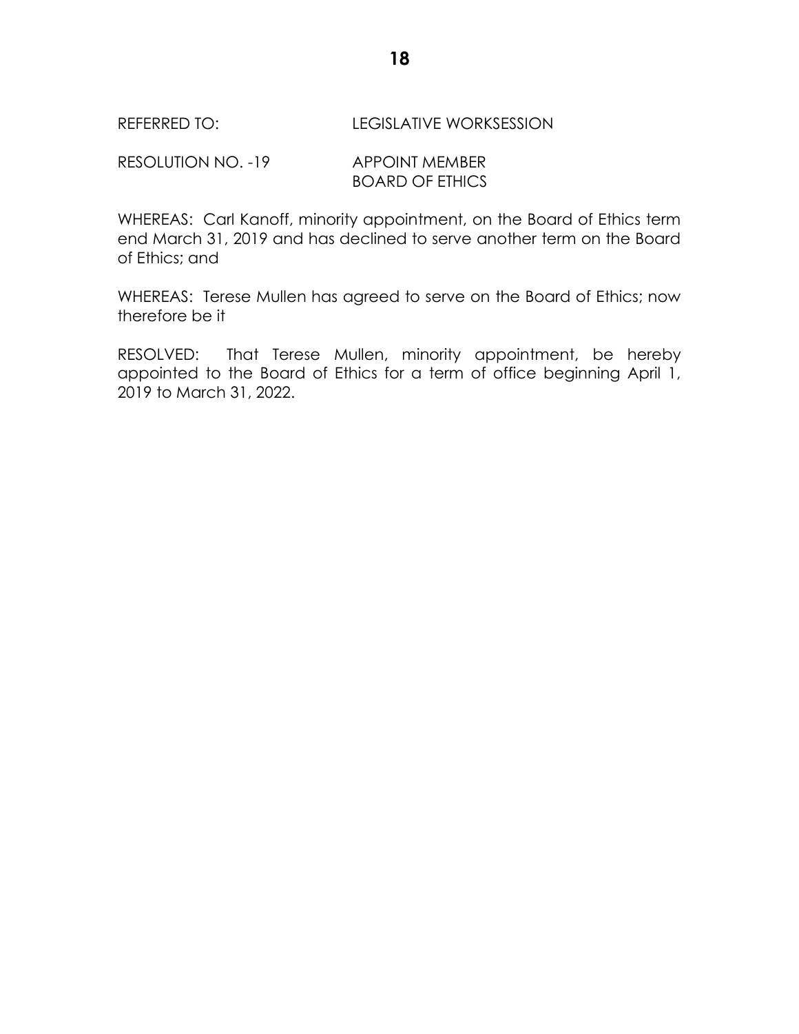REFERRED TO: LEGISLATIVE WORKSESSION

RESOLUTION NO. -19 APPOINT MEMBER
BOARD OF ETHICS

WHEREAS: Carl Kanoff, minority appointment, on the Board of Ethics term end March 31, 2019 and has declined to serve another term on the Board of Ethics; and

WHEREAS: Terese Mullen has agreed to serve on the Board of Ethics; now therefore be it

RESOLVED: That Terese Mullen, minority appointment, be hereby appointed to the Board of Ethics for a term of office beginning April 1, 2019 to March 31, 2022.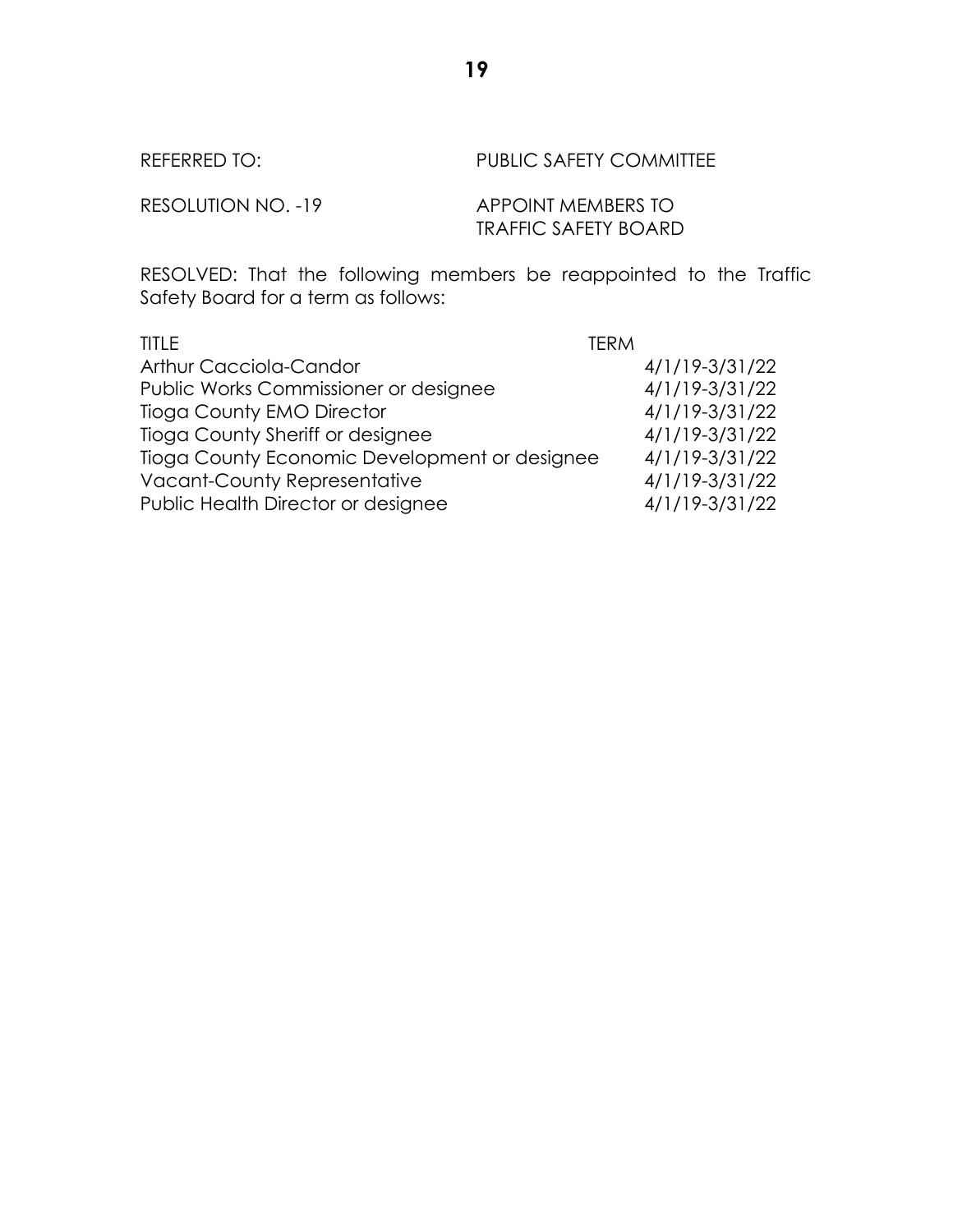REFERRED TO: PUBLIC SAFETY COMMITTEE

RESOLUTION NO. -19 APPOINT MEMBERS TO TRAFFIC SAFETY BOARD

RESOLVED: That the following members be reappointed to the Traffic Safety Board for a term as follows:

| TITLE | TERM |
|---|---|
| Arthur Cacciola-Candor | 4/1/19-3/31/22 |
| Public Works Commissioner or designee | 4/1/19-3/31/22 |
| Tioga County EMO Director | 4/1/19-3/31/22 |
| Tioga County Sheriff or designee | 4/1/19-3/31/22 |
| Tioga County Economic Development or designee | 4/1/19-3/31/22 |
| Vacant-County Representative | 4/1/19-3/31/22 |
| Public Health Director or designee | 4/1/19-3/31/22 |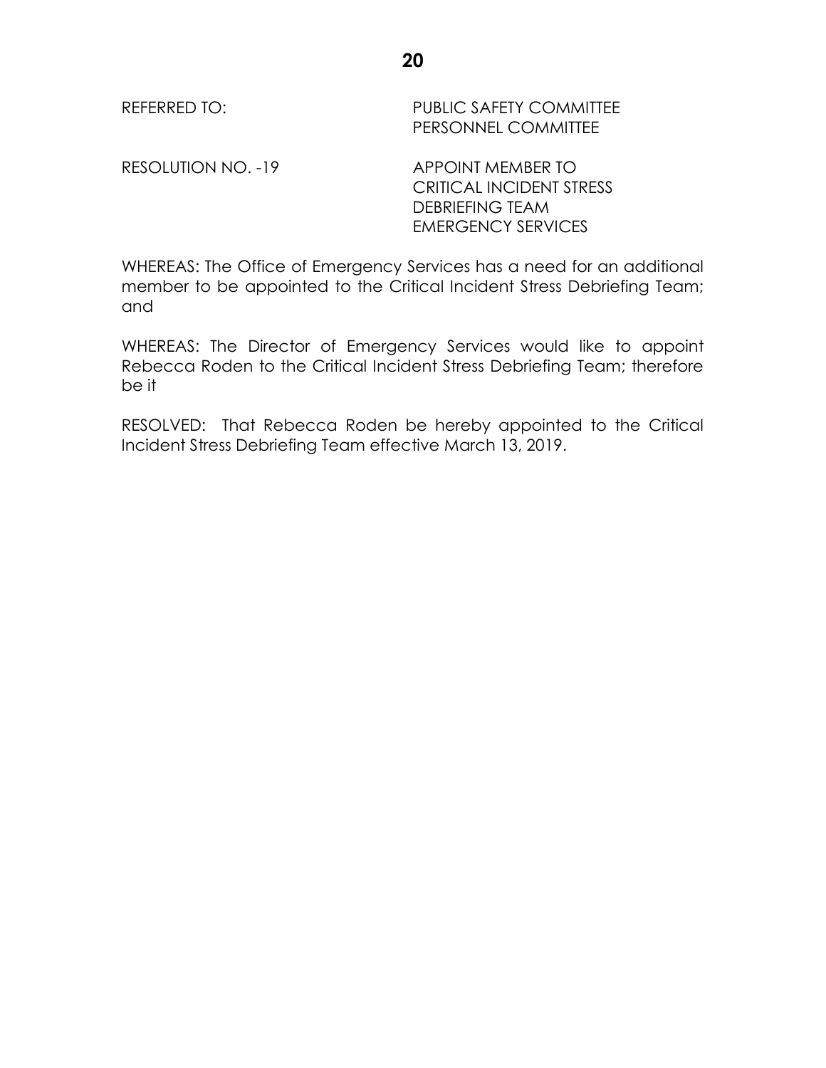REFERRED TO: PUBLIC SAFETY COMMITTEE
PERSONNEL COMMITTEE

RESOLUTION NO. -19 APPOINT MEMBER TO
CRITICAL INCIDENT STRESS
DEBRIEFING TEAM
EMERGENCY SERVICES

WHEREAS: The Office of Emergency Services has a need for an additional member to be appointed to the Critical Incident Stress Debriefing Team; and

WHEREAS: The Director of Emergency Services would like to appoint Rebecca Roden to the Critical Incident Stress Debriefing Team; therefore be it

RESOLVED: That Rebecca Roden be hereby appointed to the Critical Incident Stress Debriefing Team effective March 13, 2019.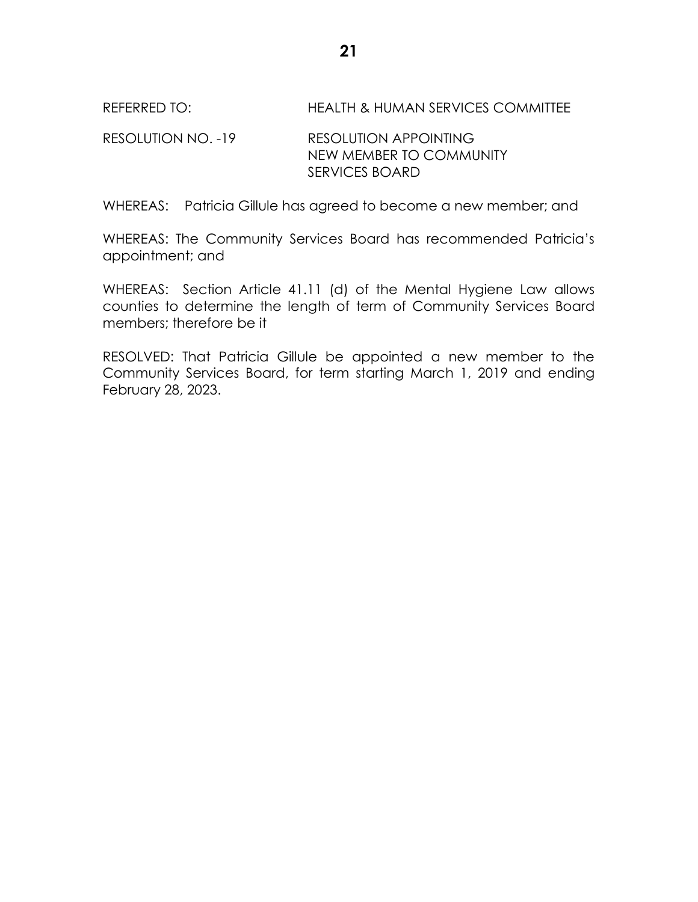REFERRED TO: HEALTH & HUMAN SERVICES COMMITTEE

RESOLUTION NO. -19 RESOLUTION APPOINTING NEW MEMBER TO COMMUNITY SERVICES BOARD

WHEREAS: Patricia Gillule has agreed to become a new member; and

WHEREAS: The Community Services Board has recommended Patricia's appointment; and

WHEREAS: Section Article 41.11 (d) of the Mental Hygiene Law allows counties to determine the length of term of Community Services Board members; therefore be it

RESOLVED: That Patricia Gillule be appointed a new member to the Community Services Board, for term starting March 1, 2019 and ending February 28, 2023.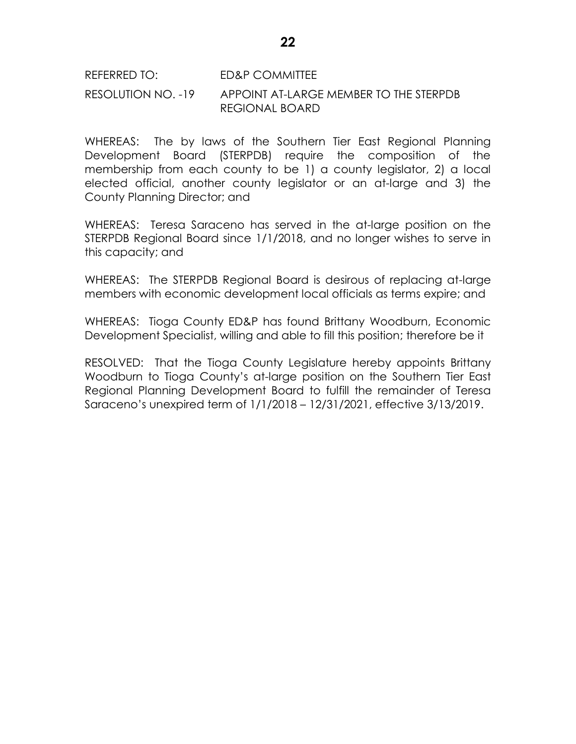REFERRED TO: ED&P COMMITTEE

RESOLUTION NO. -19 APPOINT AT-LARGE MEMBER TO THE STERPDB REGIONAL BOARD

WHEREAS: The by laws of the Southern Tier East Regional Planning Development Board (STERPDB) require the composition of the membership from each county to be 1) a county legislator, 2) a local elected official, another county legislator or an at-large and 3) the County Planning Director; and

WHEREAS: Teresa Saraceno has served in the at-large position on the STERPDB Regional Board since 1/1/2018, and no longer wishes to serve in this capacity; and

WHEREAS: The STERPDB Regional Board is desirous of replacing at-large members with economic development local officials as terms expire; and

WHEREAS: Tioga County ED&P has found Brittany Woodburn, Economic Development Specialist, willing and able to fill this position; therefore be it

RESOLVED: That the Tioga County Legislature hereby appoints Brittany Woodburn to Tioga County's at-large position on the Southern Tier East Regional Planning Development Board to fulfill the remainder of Teresa Saraceno's unexpired term of 1/1/2018 – 12/31/2021, effective 3/13/2019.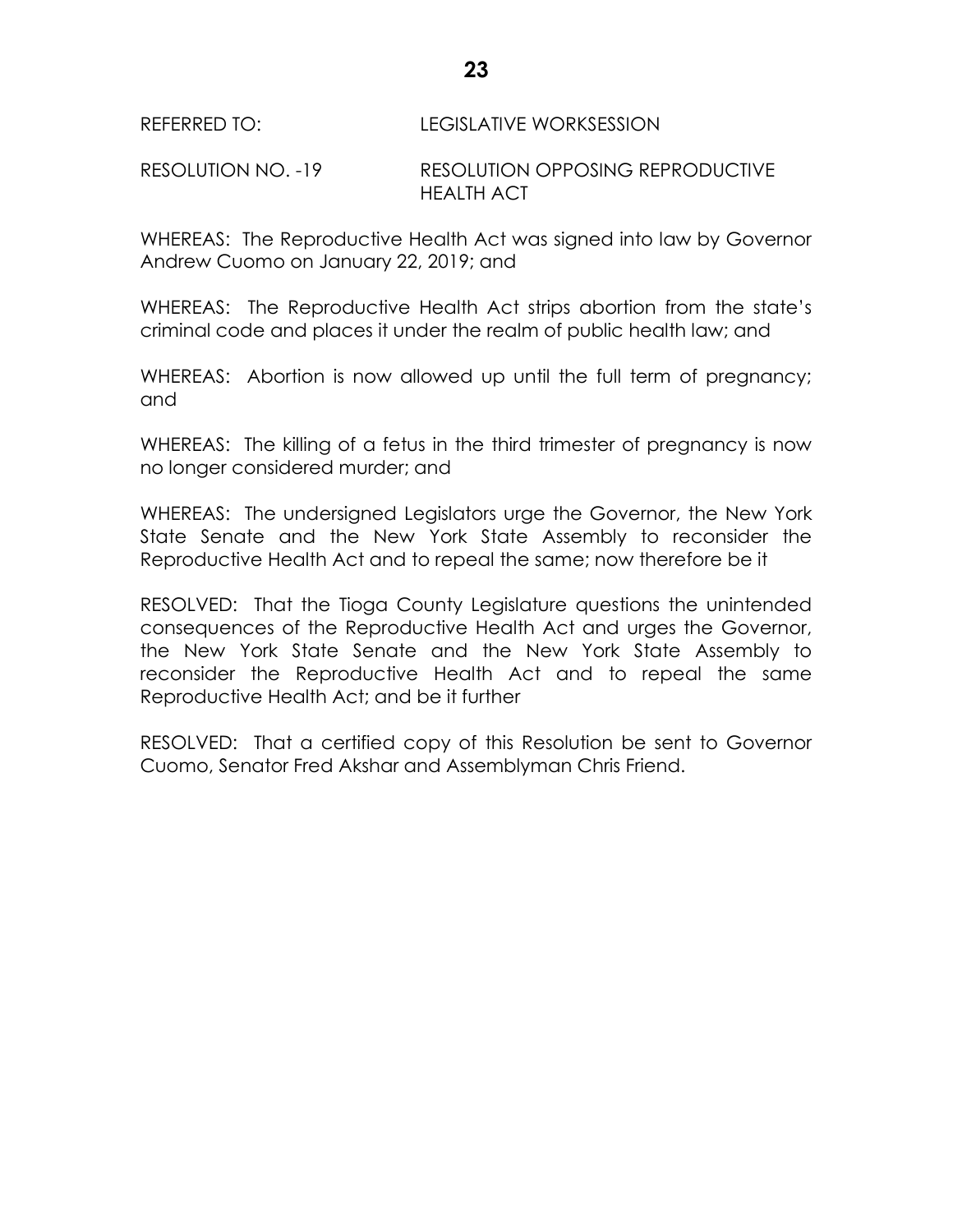REFERRED TO: LEGISLATIVE WORKSESSION

RESOLUTION NO. -19 RESOLUTION OPPOSING REPRODUCTIVE HEALTH ACT

WHEREAS: The Reproductive Health Act was signed into law by Governor Andrew Cuomo on January 22, 2019; and

WHEREAS: The Reproductive Health Act strips abortion from the state's criminal code and places it under the realm of public health law; and

WHEREAS: Abortion is now allowed up until the full term of pregnancy; and

WHEREAS: The killing of a fetus in the third trimester of pregnancy is now no longer considered murder; and

WHEREAS: The undersigned Legislators urge the Governor, the New York State Senate and the New York State Assembly to reconsider the Reproductive Health Act and to repeal the same; now therefore be it

RESOLVED: That the Tioga County Legislature questions the unintended consequences of the Reproductive Health Act and urges the Governor, the New York State Senate and the New York State Assembly to reconsider the Reproductive Health Act and to repeal the same Reproductive Health Act; and be it further

RESOLVED: That a certified copy of this Resolution be sent to Governor Cuomo, Senator Fred Akshar and Assemblyman Chris Friend.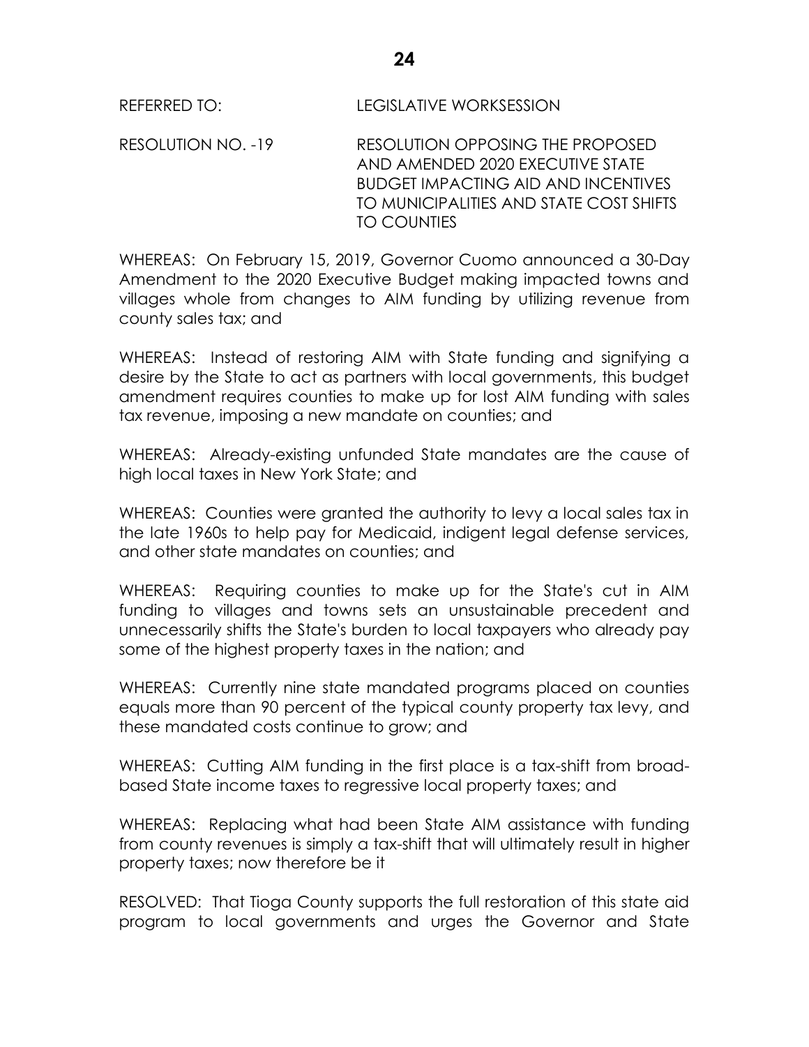REFERRED TO: LEGISLATIVE WORKSESSION

RESOLUTION NO. -19 RESOLUTION OPPOSING THE PROPOSED AND AMENDED 2020 EXECUTIVE STATE BUDGET IMPACTING AID AND INCENTIVES TO MUNICIPALITIES AND STATE COST SHIFTS TO COUNTIES

WHEREAS: On February 15, 2019, Governor Cuomo announced a 30-Day Amendment to the 2020 Executive Budget making impacted towns and villages whole from changes to AIM funding by utilizing revenue from county sales tax; and

WHEREAS: Instead of restoring AIM with State funding and signifying a desire by the State to act as partners with local governments, this budget amendment requires counties to make up for lost AIM funding with sales tax revenue, imposing a new mandate on counties; and

WHEREAS: Already-existing unfunded State mandates are the cause of high local taxes in New York State; and

WHEREAS: Counties were granted the authority to levy a local sales tax in the late 1960s to help pay for Medicaid, indigent legal defense services, and other state mandates on counties; and

WHEREAS: Requiring counties to make up for the State's cut in AIM funding to villages and towns sets an unsustainable precedent and unnecessarily shifts the State's burden to local taxpayers who already pay some of the highest property taxes in the nation; and

WHEREAS: Currently nine state mandated programs placed on counties equals more than 90 percent of the typical county property tax levy, and these mandated costs continue to grow; and

WHEREAS: Cutting AIM funding in the first place is a tax-shift from broad-based State income taxes to regressive local property taxes; and

WHEREAS: Replacing what had been State AIM assistance with funding from county revenues is simply a tax-shift that will ultimately result in higher property taxes; now therefore be it

RESOLVED: That Tioga County supports the full restoration of this state aid program to local governments and urges the Governor and State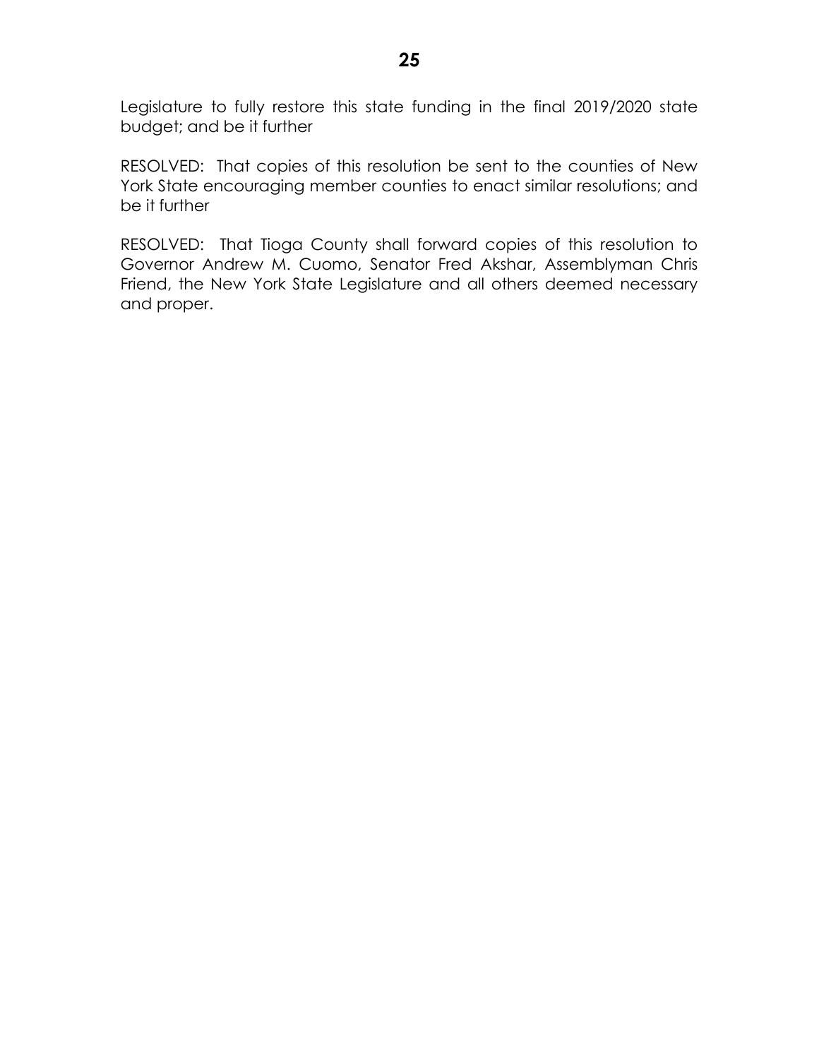Legislature to fully restore this state funding in the final 2019/2020 state budget; and be it further

RESOLVED: That copies of this resolution be sent to the counties of New York State encouraging member counties to enact similar resolutions; and be it further

RESOLVED: That Tioga County shall forward copies of this resolution to Governor Andrew M. Cuomo, Senator Fred Akshar, Assemblyman Chris Friend, the New York State Legislature and all others deemed necessary and proper.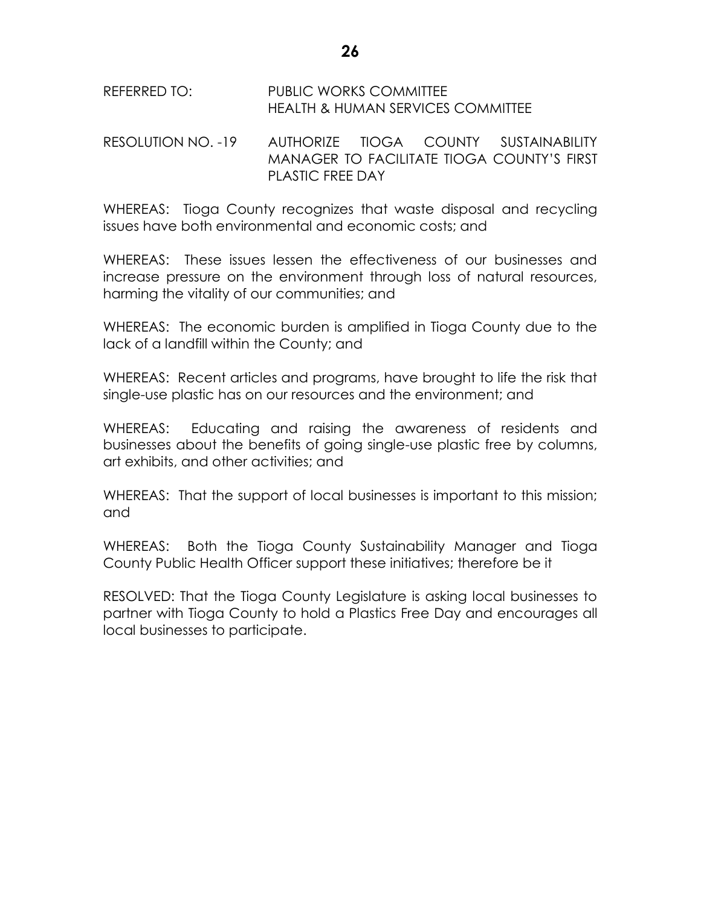REFERRED TO: PUBLIC WORKS COMMITTEE
HEALTH & HUMAN SERVICES COMMITTEE

RESOLUTION NO. -19 AUTHORIZE TIOGA COUNTY SUSTAINABILITY MANAGER TO FACILITATE TIOGA COUNTY'S FIRST PLASTIC FREE DAY

WHEREAS: Tioga County recognizes that waste disposal and recycling issues have both environmental and economic costs; and

WHEREAS: These issues lessen the effectiveness of our businesses and increase pressure on the environment through loss of natural resources, harming the vitality of our communities; and

WHEREAS: The economic burden is amplified in Tioga County due to the lack of a landfill within the County; and

WHEREAS: Recent articles and programs, have brought to life the risk that single-use plastic has on our resources and the environment; and

WHEREAS: Educating and raising the awareness of residents and businesses about the benefits of going single-use plastic free by columns, art exhibits, and other activities; and

WHEREAS: That the support of local businesses is important to this mission; and

WHEREAS: Both the Tioga County Sustainability Manager and Tioga County Public Health Officer support these initiatives; therefore be it

RESOLVED: That the Tioga County Legislature is asking local businesses to partner with Tioga County to hold a Plastics Free Day and encourages all local businesses to participate.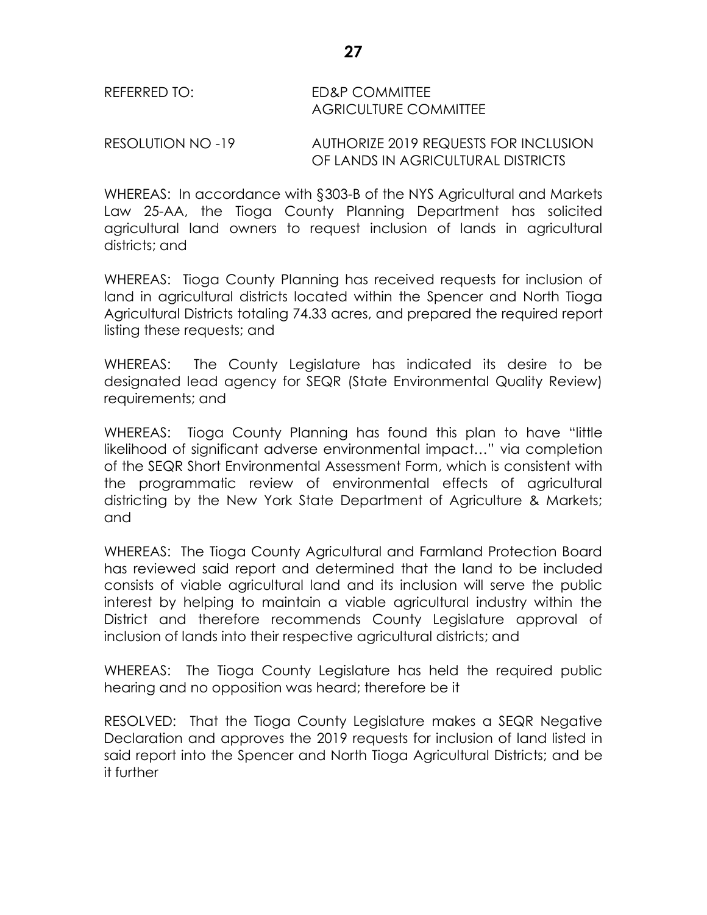REFERRED TO: ED&P COMMITTEE
AGRICULTURE COMMITTEE

RESOLUTION NO -19 AUTHORIZE 2019 REQUESTS FOR INCLUSION OF LANDS IN AGRICULTURAL DISTRICTS

WHEREAS: In accordance with §303-B of the NYS Agricultural and Markets Law 25-AA, the Tioga County Planning Department has solicited agricultural land owners to request inclusion of lands in agricultural districts; and

WHEREAS: Tioga County Planning has received requests for inclusion of land in agricultural districts located within the Spencer and North Tioga Agricultural Districts totaling 74.33 acres, and prepared the required report listing these requests; and

WHEREAS: The County Legislature has indicated its desire to be designated lead agency for SEQR (State Environmental Quality Review) requirements; and

WHEREAS: Tioga County Planning has found this plan to have "little likelihood of significant adverse environmental impact…" via completion of the SEQR Short Environmental Assessment Form, which is consistent with the programmatic review of environmental effects of agricultural districting by the New York State Department of Agriculture & Markets; and

WHEREAS: The Tioga County Agricultural and Farmland Protection Board has reviewed said report and determined that the land to be included consists of viable agricultural land and its inclusion will serve the public interest by helping to maintain a viable agricultural industry within the District and therefore recommends County Legislature approval of inclusion of lands into their respective agricultural districts; and

WHEREAS: The Tioga County Legislature has held the required public hearing and no opposition was heard; therefore be it

RESOLVED: That the Tioga County Legislature makes a SEQR Negative Declaration and approves the 2019 requests for inclusion of land listed in said report into the Spencer and North Tioga Agricultural Districts; and be it further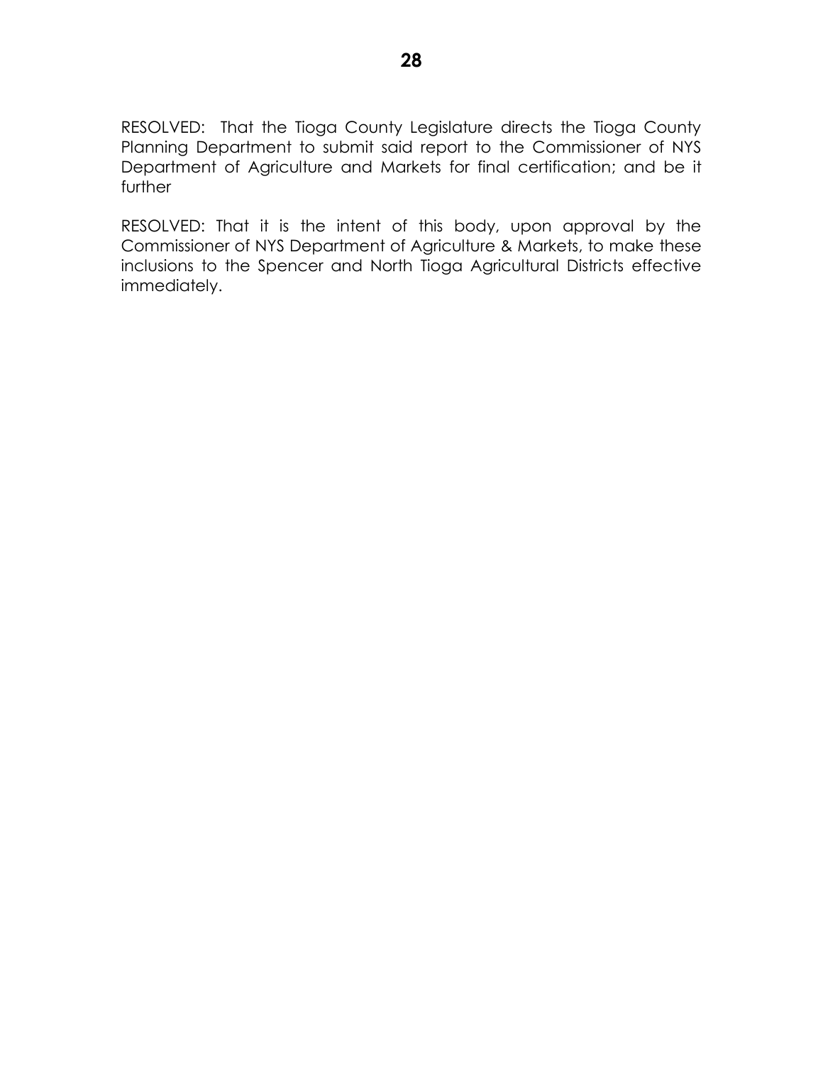RESOLVED: That the Tioga County Legislature directs the Tioga County Planning Department to submit said report to the Commissioner of NYS Department of Agriculture and Markets for final certification; and be it further

RESOLVED: That it is the intent of this body, upon approval by the Commissioner of NYS Department of Agriculture & Markets, to make these inclusions to the Spencer and North Tioga Agricultural Districts effective immediately.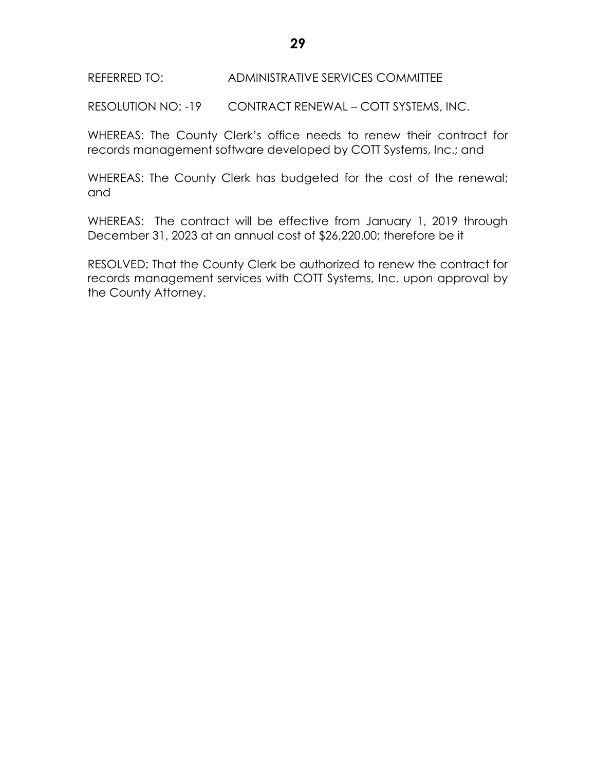REFERRED TO: ADMINISTRATIVE SERVICES COMMITTEE

RESOLUTION NO: -19 CONTRACT RENEWAL – COTT SYSTEMS, INC.

WHEREAS: The County Clerk's office needs to renew their contract for records management software developed by COTT Systems, Inc.; and

WHEREAS: The County Clerk has budgeted for the cost of the renewal; and

WHEREAS: The contract will be effective from January 1, 2019 through December 31, 2023 at an annual cost of $26,220.00; therefore be it

RESOLVED: That the County Clerk be authorized to renew the contract for records management services with COTT Systems, Inc. upon approval by the County Attorney.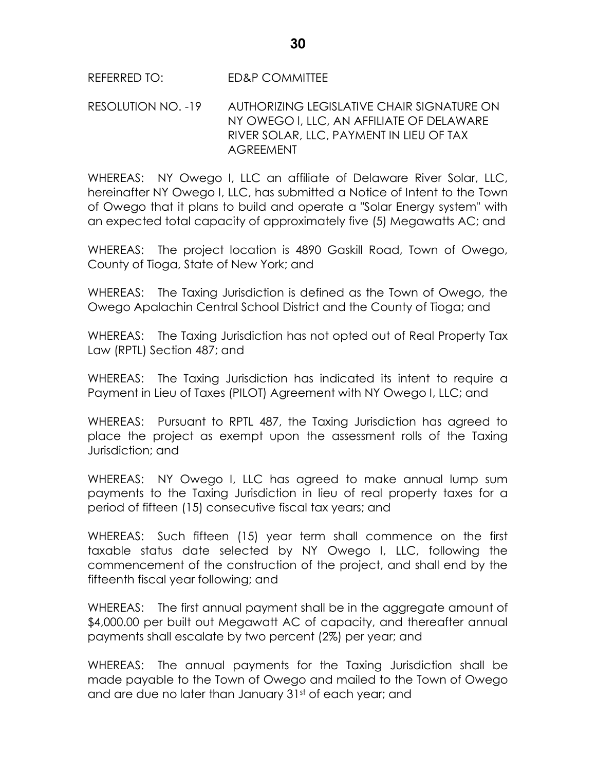REFERRED TO: ED&P COMMITTEE

RESOLUTION NO. -19 AUTHORIZING LEGISLATIVE CHAIR SIGNATURE ON NY OWEGO I, LLC, AN AFFILIATE OF DELAWARE RIVER SOLAR, LLC, PAYMENT IN LIEU OF TAX AGREEMENT

WHEREAS: NY Owego I, LLC an affiliate of Delaware River Solar, LLC, hereinafter NY Owego I, LLC, has submitted a Notice of Intent to the Town of Owego that it plans to build and operate a "Solar Energy system" with an expected total capacity of approximately five (5) Megawatts AC; and

WHEREAS: The project location is 4890 Gaskill Road, Town of Owego, County of Tioga, State of New York; and

WHEREAS: The Taxing Jurisdiction is defined as the Town of Owego, the Owego Apalachin Central School District and the County of Tioga; and

WHEREAS: The Taxing Jurisdiction has not opted out of Real Property Tax Law (RPTL) Section 487; and

WHEREAS: The Taxing Jurisdiction has indicated its intent to require a Payment in Lieu of Taxes (PILOT) Agreement with NY Owego I, LLC; and

WHEREAS: Pursuant to RPTL 487, the Taxing Jurisdiction has agreed to place the project as exempt upon the assessment rolls of the Taxing Jurisdiction; and

WHEREAS: NY Owego I, LLC has agreed to make annual lump sum payments to the Taxing Jurisdiction in lieu of real property taxes for a period of fifteen (15) consecutive fiscal tax years; and

WHEREAS: Such fifteen (15) year term shall commence on the first taxable status date selected by NY Owego I, LLC, following the commencement of the construction of the project, and shall end by the fifteenth fiscal year following; and

WHEREAS: The first annual payment shall be in the aggregate amount of $4,000.00 per built out Megawatt AC of capacity, and thereafter annual payments shall escalate by two percent (2%) per year; and

WHEREAS: The annual payments for the Taxing Jurisdiction shall be made payable to the Town of Owego and mailed to the Town of Owego and are due no later than January 31st of each year; and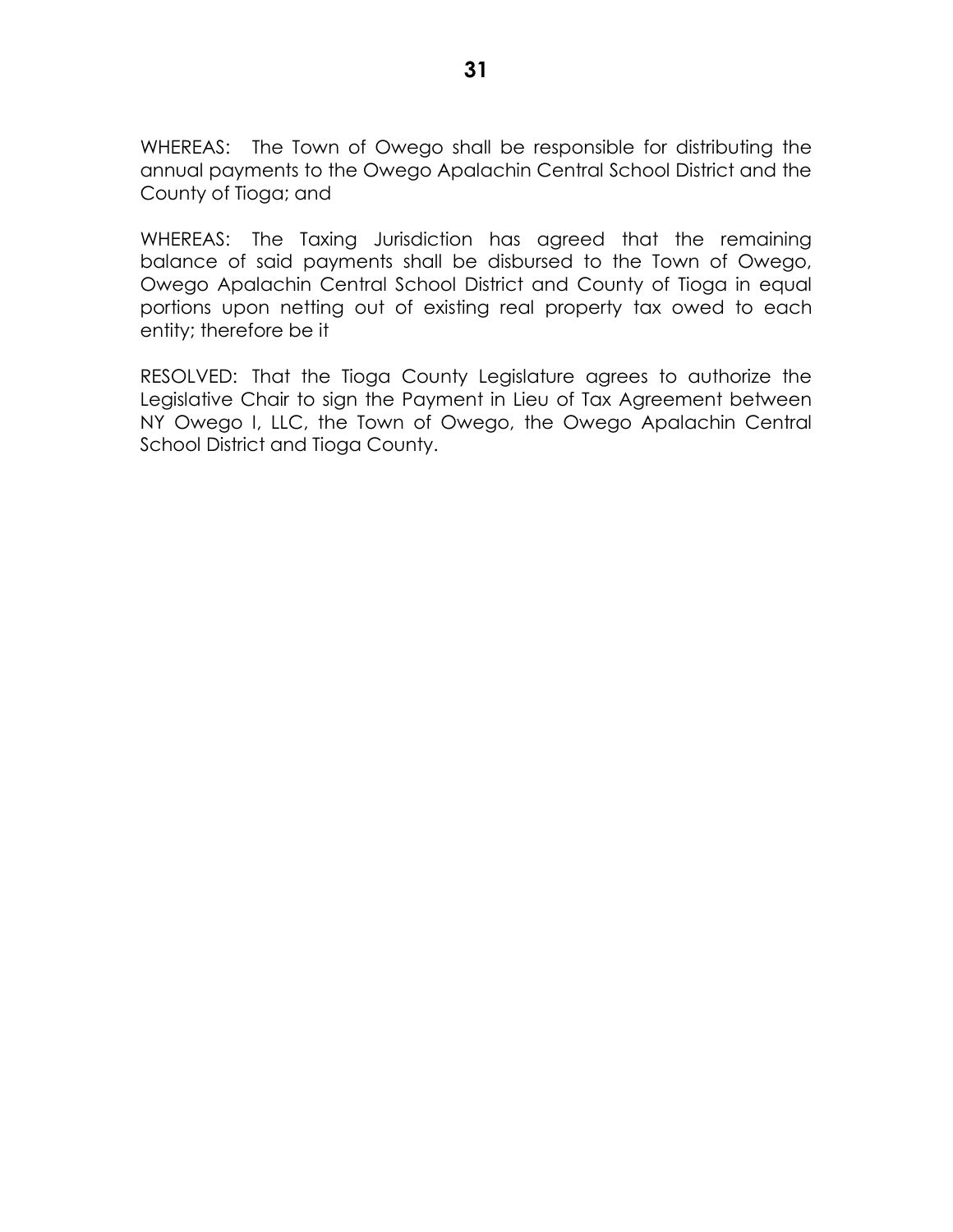WHEREAS: The Town of Owego shall be responsible for distributing the annual payments to the Owego Apalachin Central School District and the County of Tioga; and

WHEREAS: The Taxing Jurisdiction has agreed that the remaining balance of said payments shall be disbursed to the Town of Owego, Owego Apalachin Central School District and County of Tioga in equal portions upon netting out of existing real property tax owed to each entity; therefore be it

RESOLVED: That the Tioga County Legislature agrees to authorize the Legislative Chair to sign the Payment in Lieu of Tax Agreement between NY Owego I, LLC, the Town of Owego, the Owego Apalachin Central School District and Tioga County.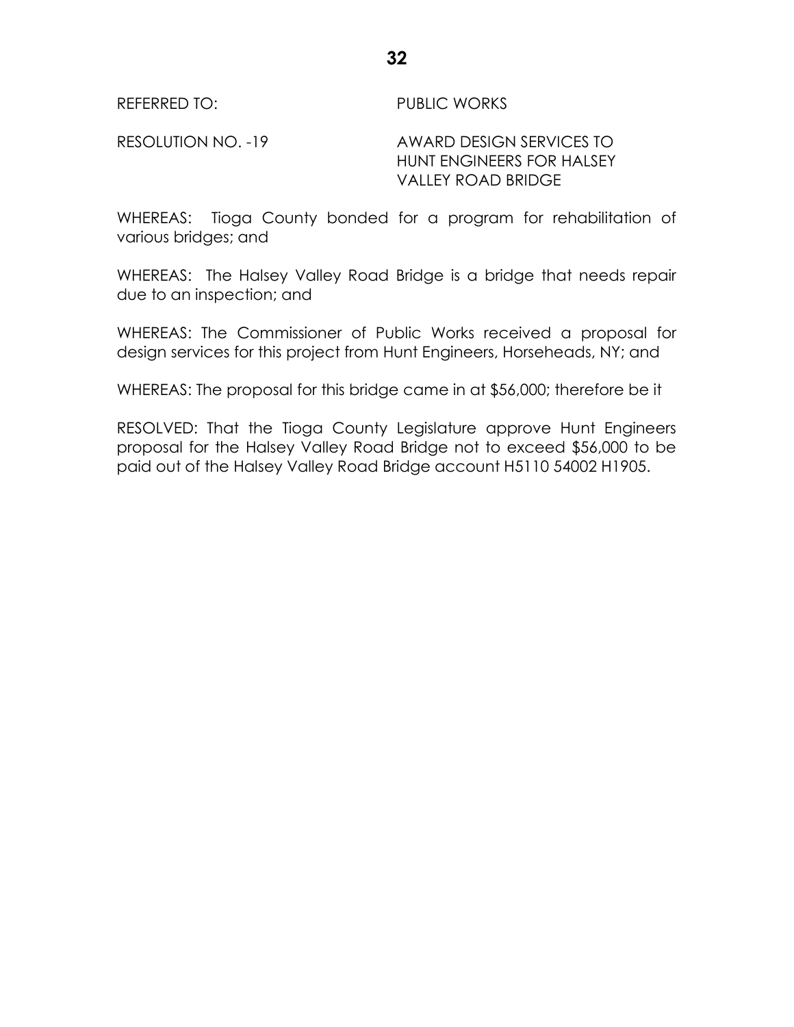REFERRED TO: PUBLIC WORKS

RESOLUTION NO. -19 AWARD DESIGN SERVICES TO HUNT ENGINEERS FOR HALSEY VALLEY ROAD BRIDGE

WHEREAS: Tioga County bonded for a program for rehabilitation of various bridges; and

WHEREAS: The Halsey Valley Road Bridge is a bridge that needs repair due to an inspection; and

WHEREAS: The Commissioner of Public Works received a proposal for design services for this project from Hunt Engineers, Horseheads, NY; and

WHEREAS: The proposal for this bridge came in at $56,000; therefore be it

RESOLVED: That the Tioga County Legislature approve Hunt Engineers proposal for the Halsey Valley Road Bridge not to exceed $56,000 to be paid out of the Halsey Valley Road Bridge account H5110 54002 H1905.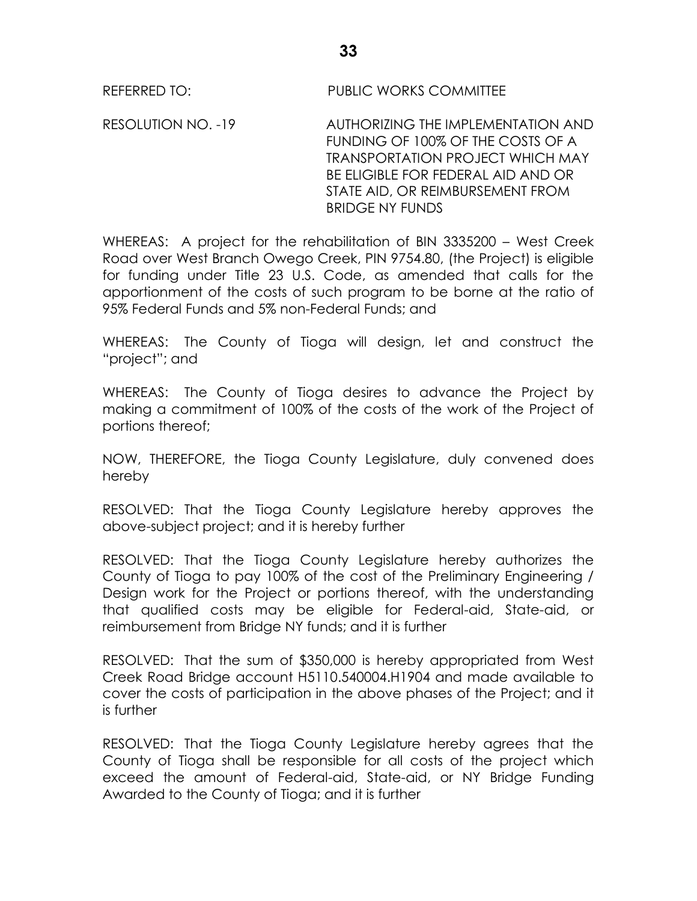REFERRED TO: PUBLIC WORKS COMMITTEE

RESOLUTION NO. -19 AUTHORIZING THE IMPLEMENTATION AND FUNDING OF 100% OF THE COSTS OF A TRANSPORTATION PROJECT WHICH MAY BE ELIGIBLE FOR FEDERAL AID AND OR STATE AID, OR REIMBURSEMENT FROM BRIDGE NY FUNDS

WHEREAS: A project for the rehabilitation of BIN 3335200 – West Creek Road over West Branch Owego Creek, PIN 9754.80, (the Project) is eligible for funding under Title 23 U.S. Code, as amended that calls for the apportionment of the costs of such program to be borne at the ratio of 95% Federal Funds and 5% non-Federal Funds; and

WHEREAS: The County of Tioga will design, let and construct the "project"; and

WHEREAS: The County of Tioga desires to advance the Project by making a commitment of 100% of the costs of the work of the Project of portions thereof;

NOW, THEREFORE, the Tioga County Legislature, duly convened does hereby

RESOLVED: That the Tioga County Legislature hereby approves the above-subject project; and it is hereby further

RESOLVED: That the Tioga County Legislature hereby authorizes the County of Tioga to pay 100% of the cost of the Preliminary Engineering / Design work for the Project or portions thereof, with the understanding that qualified costs may be eligible for Federal-aid, State-aid, or reimbursement from Bridge NY funds; and it is further

RESOLVED: That the sum of $350,000 is hereby appropriated from West Creek Road Bridge account H5110.540004.H1904 and made available to cover the costs of participation in the above phases of the Project; and it is further

RESOLVED: That the Tioga County Legislature hereby agrees that the County of Tioga shall be responsible for all costs of the project which exceed the amount of Federal-aid, State-aid, or NY Bridge Funding Awarded to the County of Tioga; and it is further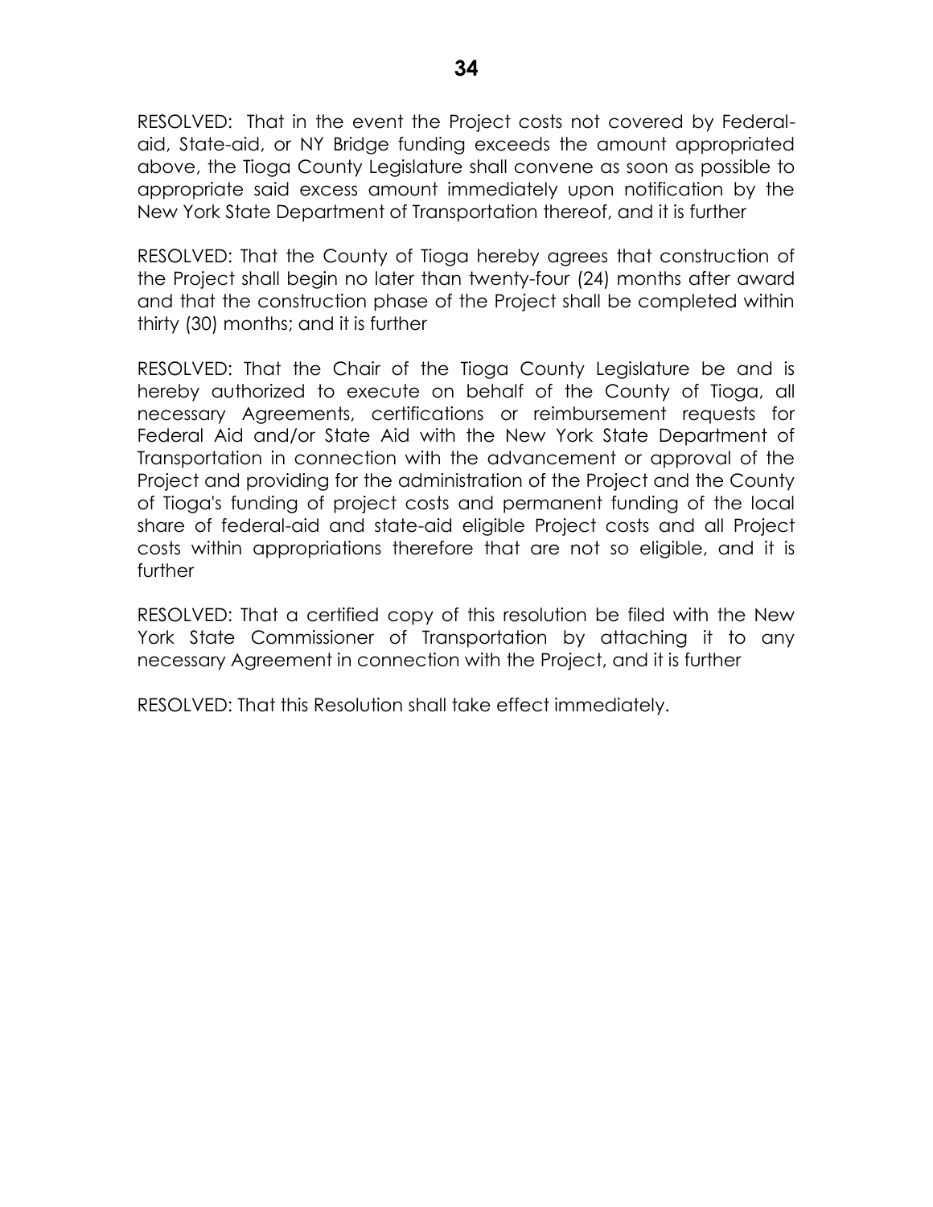RESOLVED: That in the event the Project costs not covered by Federal-aid, State-aid, or NY Bridge funding exceeds the amount appropriated above, the Tioga County Legislature shall convene as soon as possible to appropriate said excess amount immediately upon notification by the New York State Department of Transportation thereof, and it is further

RESOLVED: That the County of Tioga hereby agrees that construction of the Project shall begin no later than twenty-four (24) months after award and that the construction phase of the Project shall be completed within thirty (30) months; and it is further

RESOLVED: That the Chair of the Tioga County Legislature be and is hereby authorized to execute on behalf of the County of Tioga, all necessary Agreements, certifications or reimbursement requests for Federal Aid and/or State Aid with the New York State Department of Transportation in connection with the advancement or approval of the Project and providing for the administration of the Project and the County of Tioga's funding of project costs and permanent funding of the local share of federal-aid and state-aid eligible Project costs and all Project costs within appropriations therefore that are not so eligible, and it is further

RESOLVED: That a certified copy of this resolution be filed with the New York State Commissioner of Transportation by attaching it to any necessary Agreement in connection with the Project, and it is further

RESOLVED: That this Resolution shall take effect immediately.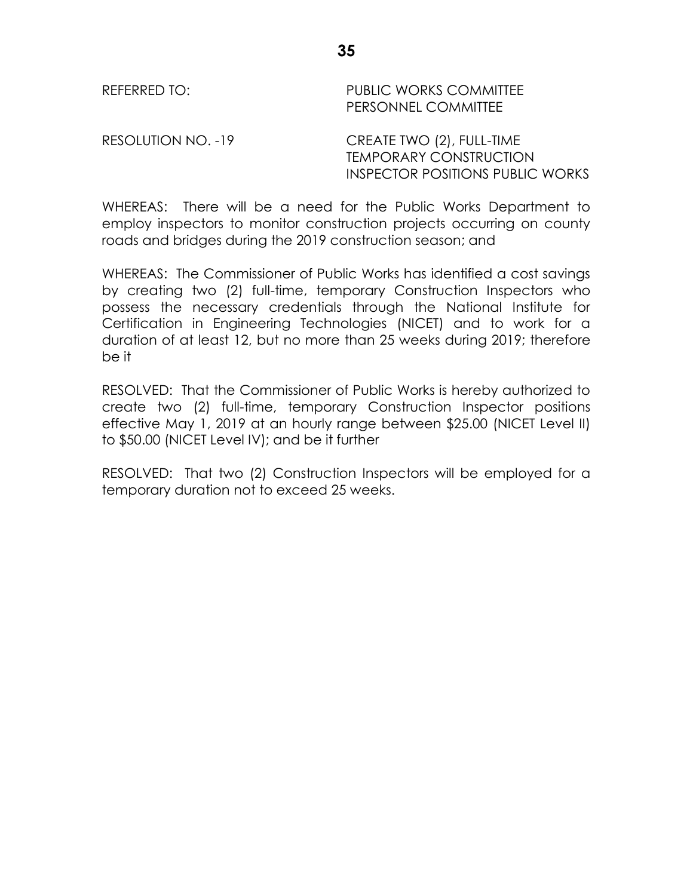REFERRED TO: PUBLIC WORKS COMMITTEE
PERSONNEL COMMITTEE

RESOLUTION NO. -19 CREATE TWO (2), FULL-TIME TEMPORARY CONSTRUCTION INSPECTOR POSITIONS PUBLIC WORKS

WHEREAS: There will be a need for the Public Works Department to employ inspectors to monitor construction projects occurring on county roads and bridges during the 2019 construction season; and

WHEREAS: The Commissioner of Public Works has identified a cost savings by creating two (2) full-time, temporary Construction Inspectors who possess the necessary credentials through the National Institute for Certification in Engineering Technologies (NICET) and to work for a duration of at least 12, but no more than 25 weeks during 2019; therefore be it

RESOLVED: That the Commissioner of Public Works is hereby authorized to create two (2) full-time, temporary Construction Inspector positions effective May 1, 2019 at an hourly range between $25.00 (NICET Level II) to $50.00 (NICET Level IV); and be it further

RESOLVED: That two (2) Construction Inspectors will be employed for a temporary duration not to exceed 25 weeks.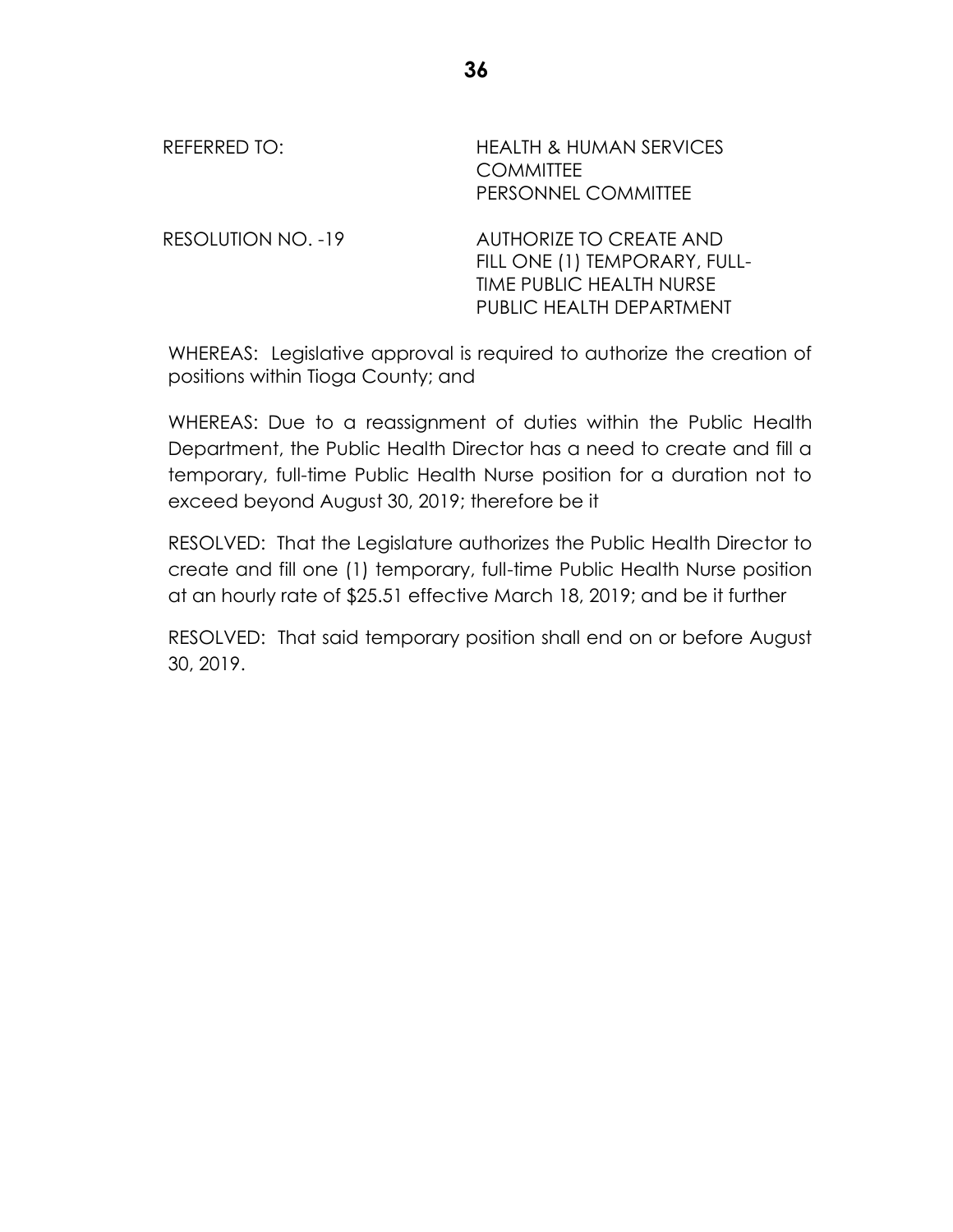REFERRED TO: HEALTH & HUMAN SERVICES COMMITTEE
PERSONNEL COMMITTEE

RESOLUTION NO. -19 AUTHORIZE TO CREATE AND FILL ONE (1) TEMPORARY, FULL-TIME PUBLIC HEALTH NURSE PUBLIC HEALTH DEPARTMENT

WHEREAS: Legislative approval is required to authorize the creation of positions within Tioga County; and

WHEREAS: Due to a reassignment of duties within the Public Health Department, the Public Health Director has a need to create and fill a temporary, full-time Public Health Nurse position for a duration not to exceed beyond August 30, 2019; therefore be it

RESOLVED: That the Legislature authorizes the Public Health Director to create and fill one (1) temporary, full-time Public Health Nurse position at an hourly rate of $25.51 effective March 18, 2019; and be it further

RESOLVED: That said temporary position shall end on or before August 30, 2019.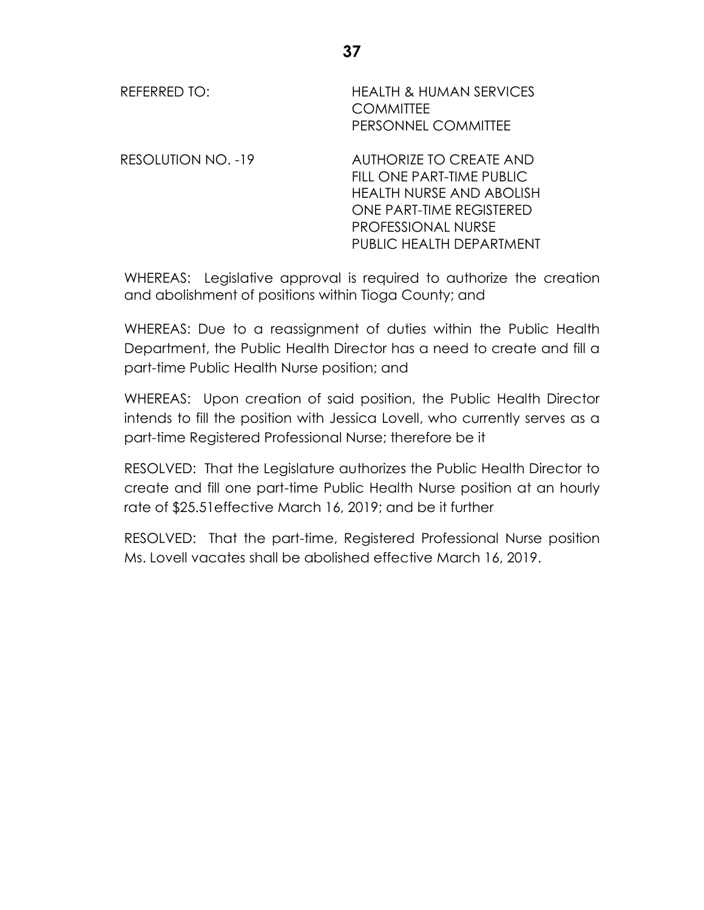REFERRED TO: HEALTH & HUMAN SERVICES COMMITTEE
PERSONNEL COMMITTEE

RESOLUTION NO. -19 AUTHORIZE TO CREATE AND FILL ONE PART-TIME PUBLIC HEALTH NURSE AND ABOLISH ONE PART-TIME REGISTERED PROFESSIONAL NURSE PUBLIC HEALTH DEPARTMENT

WHEREAS: Legislative approval is required to authorize the creation and abolishment of positions within Tioga County; and

WHEREAS: Due to a reassignment of duties within the Public Health Department, the Public Health Director has a need to create and fill a part-time Public Health Nurse position; and

WHEREAS: Upon creation of said position, the Public Health Director intends to fill the position with Jessica Lovell, who currently serves as a part-time Registered Professional Nurse; therefore be it

RESOLVED: That the Legislature authorizes the Public Health Director to create and fill one part-time Public Health Nurse position at an hourly rate of $25.51effective March 16, 2019; and be it further

RESOLVED: That the part-time, Registered Professional Nurse position Ms. Lovell vacates shall be abolished effective March 16, 2019.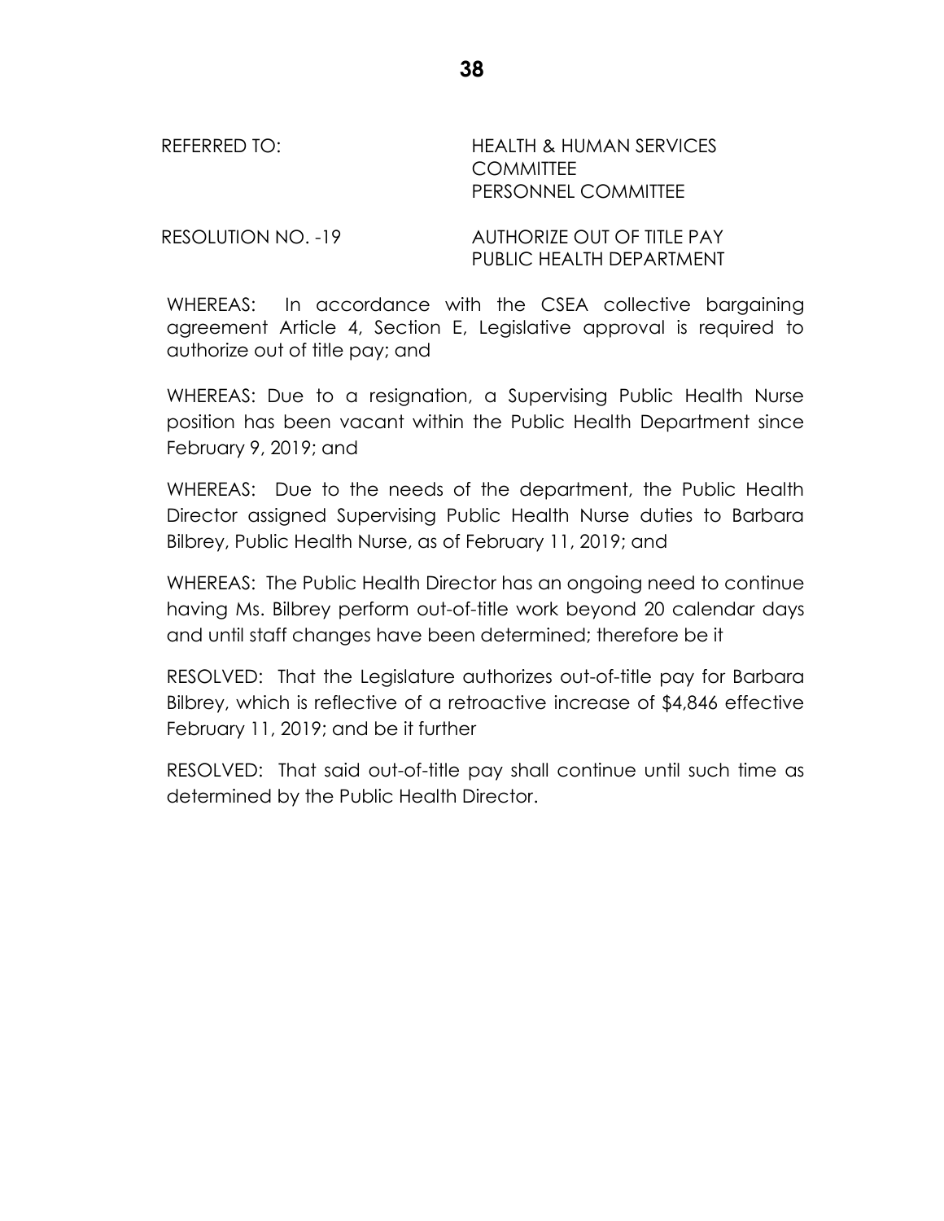REFERRED TO: HEALTH & HUMAN SERVICES COMMITTEE
PERSONNEL COMMITTEE

RESOLUTION NO. -19 AUTHORIZE OUT OF TITLE PAY
PUBLIC HEALTH DEPARTMENT

WHEREAS: In accordance with the CSEA collective bargaining agreement Article 4, Section E, Legislative approval is required to authorize out of title pay; and

WHEREAS: Due to a resignation, a Supervising Public Health Nurse position has been vacant within the Public Health Department since February 9, 2019; and

WHEREAS: Due to the needs of the department, the Public Health Director assigned Supervising Public Health Nurse duties to Barbara Bilbrey, Public Health Nurse, as of February 11, 2019; and

WHEREAS: The Public Health Director has an ongoing need to continue having Ms. Bilbrey perform out-of-title work beyond 20 calendar days and until staff changes have been determined; therefore be it

RESOLVED: That the Legislature authorizes out-of-title pay for Barbara Bilbrey, which is reflective of a retroactive increase of $4,846 effective February 11, 2019; and be it further

RESOLVED: That said out-of-title pay shall continue until such time as determined by the Public Health Director.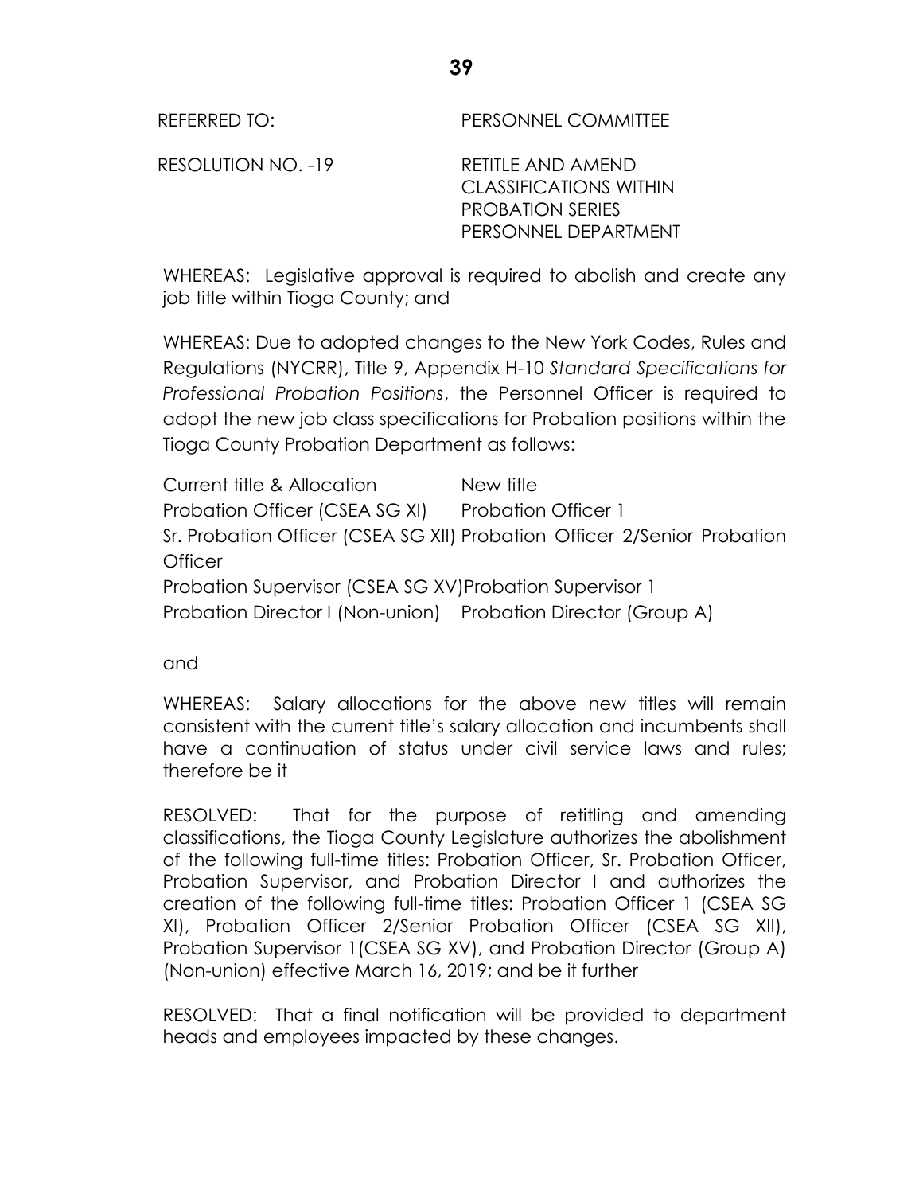REFERRED TO: PERSONNEL COMMITTEE

RESOLUTION NO. -19 RETITLE AND AMEND CLASSIFICATIONS WITHIN PROBATION SERIES PERSONNEL DEPARTMENT

WHEREAS: Legislative approval is required to abolish and create any job title within Tioga County; and

WHEREAS: Due to adopted changes to the New York Codes, Rules and Regulations (NYCRR), Title 9, Appendix H-10 *Standard Specifications for Professional Probation Positions*, the Personnel Officer is required to adopt the new job class specifications for Probation positions within the Tioga County Probation Department as follows:

| Current title & Allocation | New title |
|---|---|
| Probation Officer (CSEA SG XI) | Probation Officer 1 |
| Sr. Probation Officer (CSEA SG XII) | Probation Officer 2/Senior Probation Officer |
| Probation Supervisor (CSEA SG XV) | Probation Supervisor 1 |
| Probation Director I (Non-union) | Probation Director (Group A) |

and

WHEREAS: Salary allocations for the above new titles will remain consistent with the current title's salary allocation and incumbents shall have a continuation of status under civil service laws and rules; therefore be it

RESOLVED: That for the purpose of retitling and amending classifications, the Tioga County Legislature authorizes the abolishment of the following full-time titles: Probation Officer, Sr. Probation Officer, Probation Supervisor, and Probation Director I and authorizes the creation of the following full-time titles: Probation Officer 1 (CSEA SG XI), Probation Officer 2/Senior Probation Officer (CSEA SG XII), Probation Supervisor 1(CSEA SG XV), and Probation Director (Group A) (Non-union) effective March 16, 2019; and be it further

RESOLVED: That a final notification will be provided to department heads and employees impacted by these changes.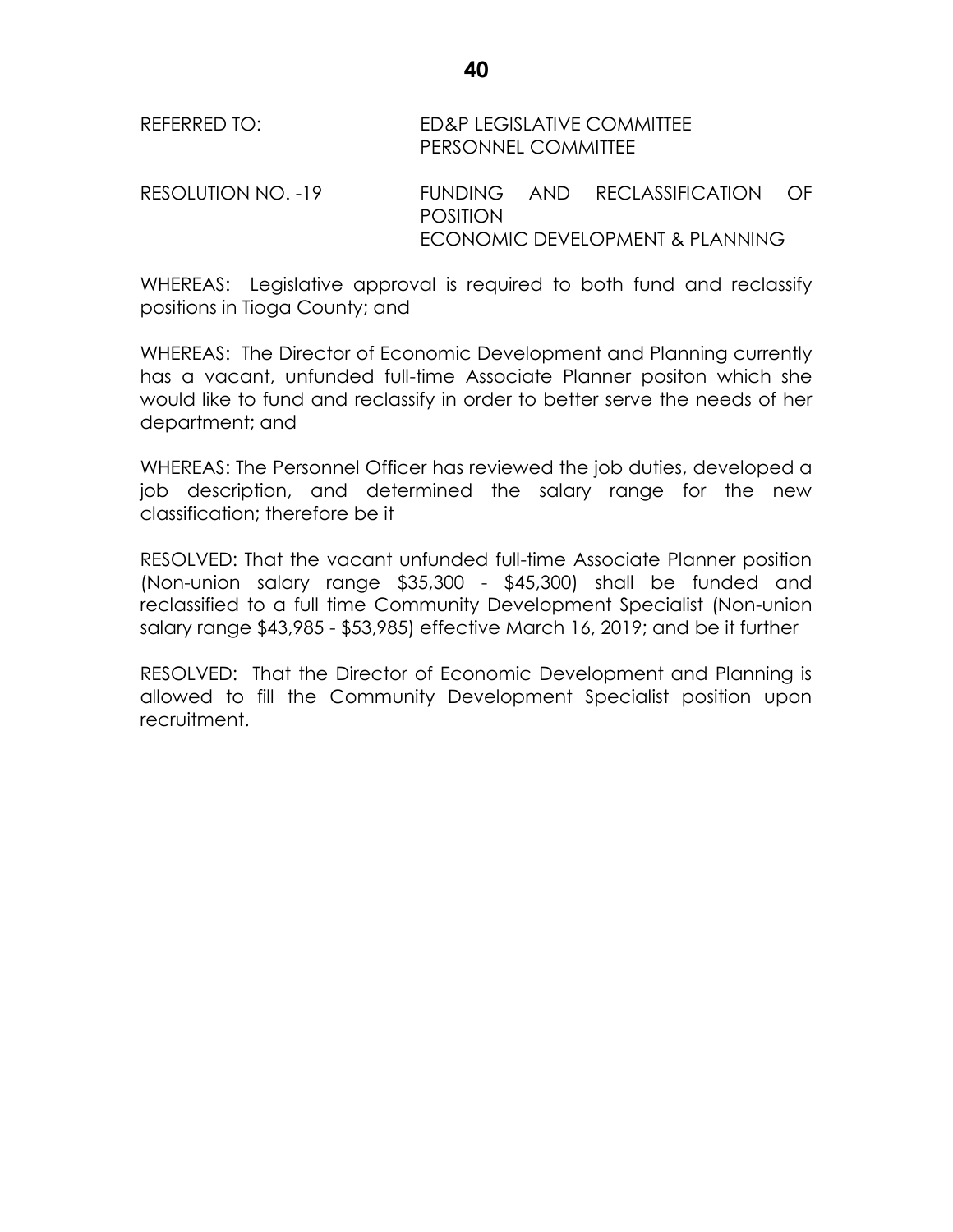REFERRED TO: ED&P LEGISLATIVE COMMITTEE
PERSONNEL COMMITTEE

RESOLUTION NO. -19 FUNDING AND RECLASSIFICATION OF POSITION
ECONOMIC DEVELOPMENT & PLANNING

WHEREAS: Legislative approval is required to both fund and reclassify positions in Tioga County; and

WHEREAS: The Director of Economic Development and Planning currently has a vacant, unfunded full-time Associate Planner positon which she would like to fund and reclassify in order to better serve the needs of her department; and

WHEREAS: The Personnel Officer has reviewed the job duties, developed a job description, and determined the salary range for the new classification; therefore be it

RESOLVED: That the vacant unfunded full-time Associate Planner position (Non-union salary range $35,300 - $45,300) shall be funded and reclassified to a full time Community Development Specialist (Non-union salary range $43,985 - $53,985) effective March 16, 2019; and be it further

RESOLVED: That the Director of Economic Development and Planning is allowed to fill the Community Development Specialist position upon recruitment.